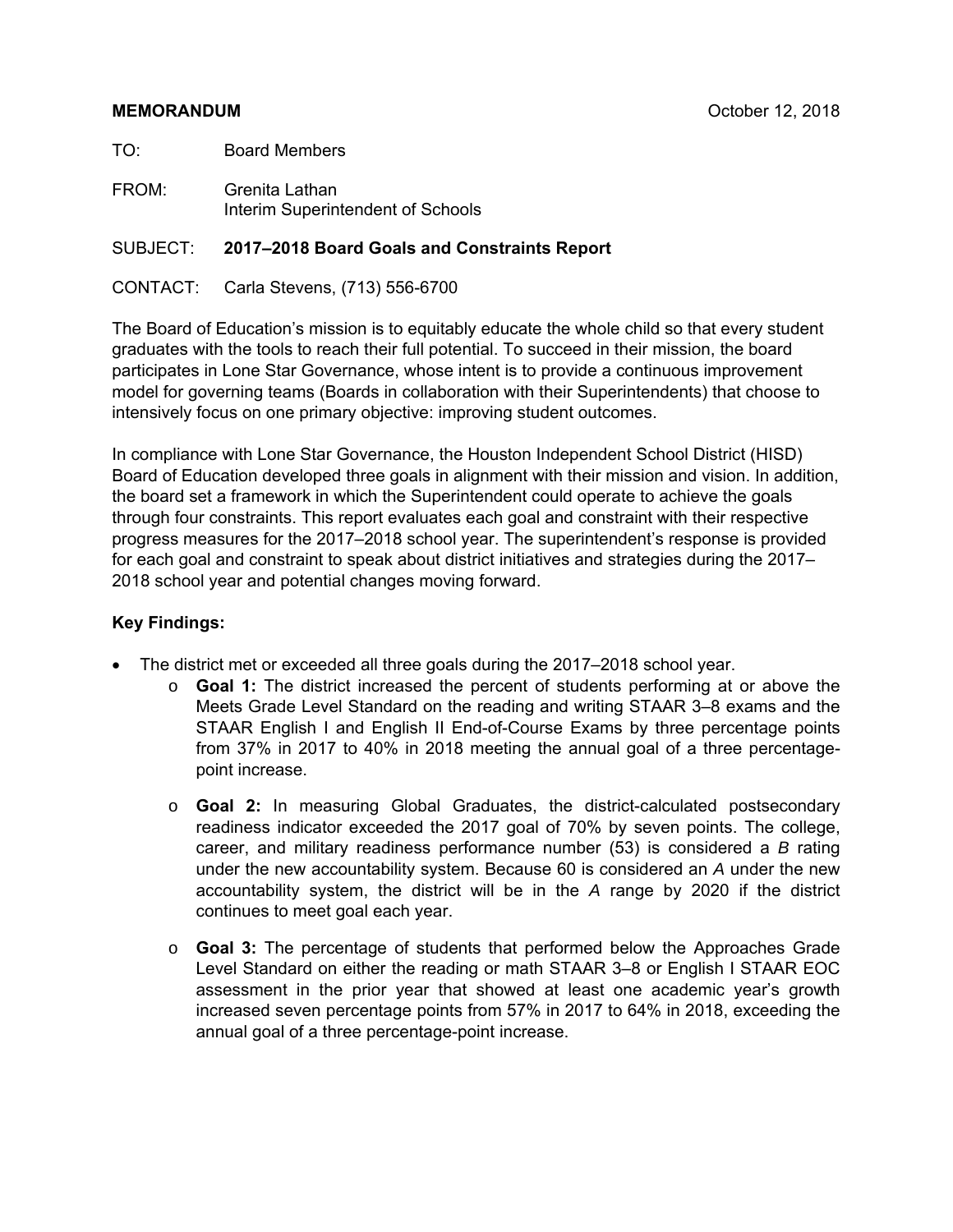**MEMORANDUM** October 12, 2018

TO: Board Members

FROM: Grenita Lathan
Interim Superintendent of Schools

SUBJECT: **2017–2018 Board Goals and Constraints Report**

CONTACT: Carla Stevens, (713) 556-6700

The Board of Education's mission is to equitably educate the whole child so that every student graduates with the tools to reach their full potential. To succeed in their mission, the board participates in Lone Star Governance, whose intent is to provide a continuous improvement model for governing teams (Boards in collaboration with their Superintendents) that choose to intensively focus on one primary objective: improving student outcomes.

In compliance with Lone Star Governance, the Houston Independent School District (HISD) Board of Education developed three goals in alignment with their mission and vision. In addition, the board set a framework in which the Superintendent could operate to achieve the goals through four constraints. This report evaluates each goal and constraint with their respective progress measures for the 2017–2018 school year. The superintendent's response is provided for each goal and constraint to speak about district initiatives and strategies during the 2017–2018 school year and potential changes moving forward.

**Key Findings:**

- The district met or exceeded all three goals during the 2017–2018 school year.
  - **Goal 1:** The district increased the percent of students performing at or above the Meets Grade Level Standard on the reading and writing STAAR 3–8 exams and the STAAR English I and English II End-of-Course Exams by three percentage points from 37% in 2017 to 40% in 2018 meeting the annual goal of a three percentage-point increase.
  - **Goal 2:** In measuring Global Graduates, the district-calculated postsecondary readiness indicator exceeded the 2017 goal of 70% by seven points. The college, career, and military readiness performance number (53) is considered a *B* rating under the new accountability system. Because 60 is considered an *A* under the new accountability system, the district will be in the *A* range by 2020 if the district continues to meet goal each year.
  - **Goal 3:** The percentage of students that performed below the Approaches Grade Level Standard on either the reading or math STAAR 3–8 or English I STAAR EOC assessment in the prior year that showed at least one academic year's growth increased seven percentage points from 57% in 2017 to 64% in 2018, exceeding the annual goal of a three percentage-point increase.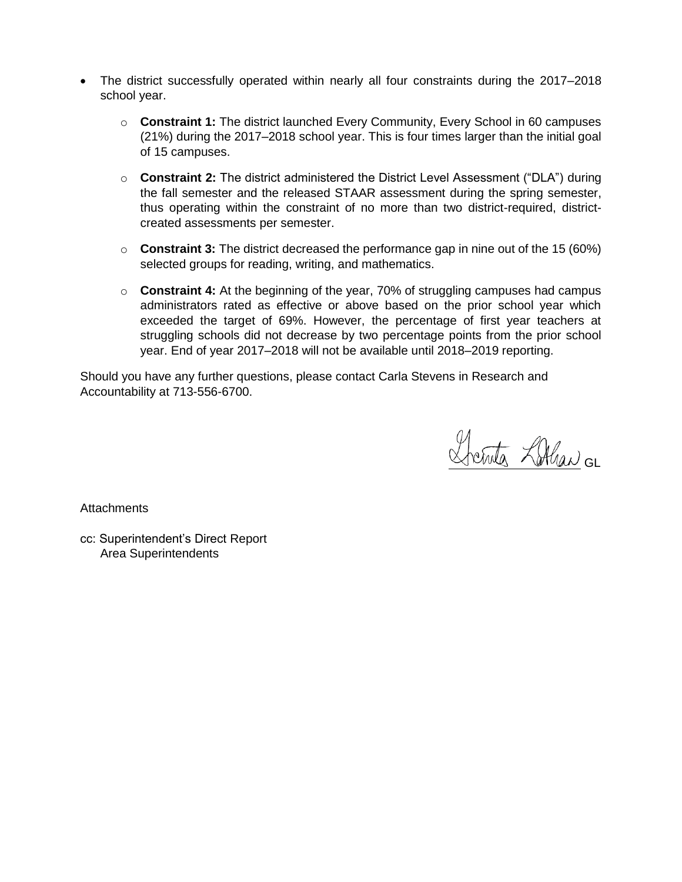- The district successfully operated within nearly all four constraints during the 2017–2018 school year.
  - **Constraint 1:** The district launched Every Community, Every School in 60 campuses (21%) during the 2017–2018 school year. This is four times larger than the initial goal of 15 campuses.
  - **Constraint 2:** The district administered the District Level Assessment ("DLA") during the fall semester and the released STAAR assessment during the spring semester, thus operating within the constraint of no more than two district-required, district-created assessments per semester.
  - **Constraint 3:** The district decreased the performance gap in nine out of the 15 (60%) selected groups for reading, writing, and mathematics.
  - **Constraint 4:** At the beginning of the year, 70% of struggling campuses had campus administrators rated as effective or above based on the prior school year which exceeded the target of 69%. However, the percentage of first year teachers at struggling schools did not decrease by two percentage points from the prior school year. End of year 2017–2018 will not be available until 2018–2019 reporting.

Should you have any further questions, please contact Carla Stevens in Research and Accountability at 713-556-6700.

Grenita Lathan GL

Attachments

cc: Superintendent's Direct Report
  Area Superintendents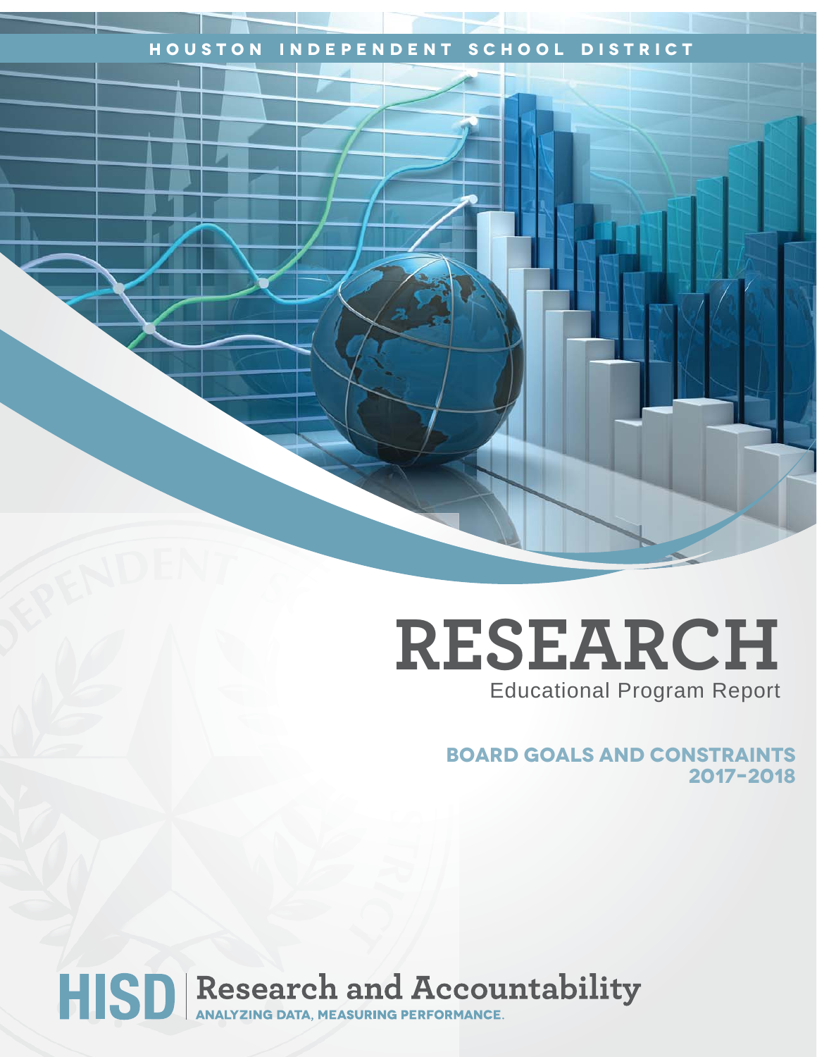HOUSTON INDEPENDENT SCHOOL DISTRICT

# RESEARCH

Educational Program Report

## BOARD GOALS AND CONSTRAINTS 2017–2018

HISD | Research and Accountability

ANALYZING DATA, MEASURING PERFORMANCE.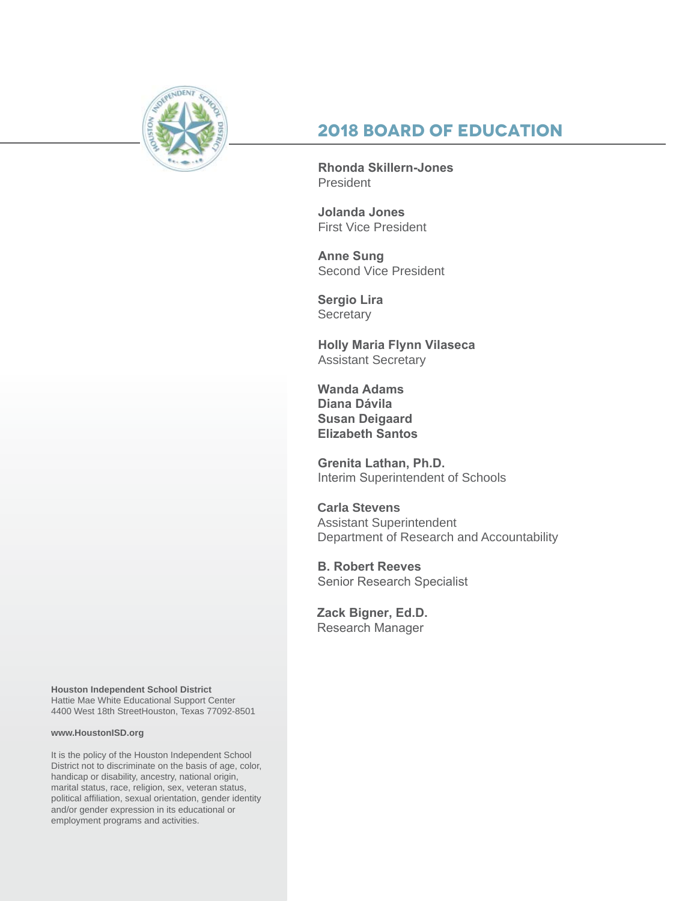## 2018 BOARD OF EDUCATION

**Rhonda Skillern-Jones**
President

**Jolanda Jones**
First Vice President

**Anne Sung**
Second Vice President

**Sergio Lira**
Secretary

**Holly Maria Flynn Vilaseca**
Assistant Secretary

**Wanda Adams**
**Diana Dávila**
**Susan Deigaard**
**Elizabeth Santos**

**Grenita Lathan, Ph.D.**
Interim Superintendent of Schools

**Carla Stevens**
Assistant Superintendent
Department of Research and Accountability

**B. Robert Reeves**
Senior Research Specialist

**Zack Bigner, Ed.D.**
Research Manager

**Houston Independent School District**
Hattie Mae White Educational Support Center
4400 West 18th StreetHouston, Texas 77092-8501

**www.HoustonISD.org**

It is the policy of the Houston Independent School District not to discriminate on the basis of age, color, handicap or disability, ancestry, national origin, marital status, race, religion, sex, veteran status, political affiliation, sexual orientation, gender identity and/or gender expression in its educational or employment programs and activities.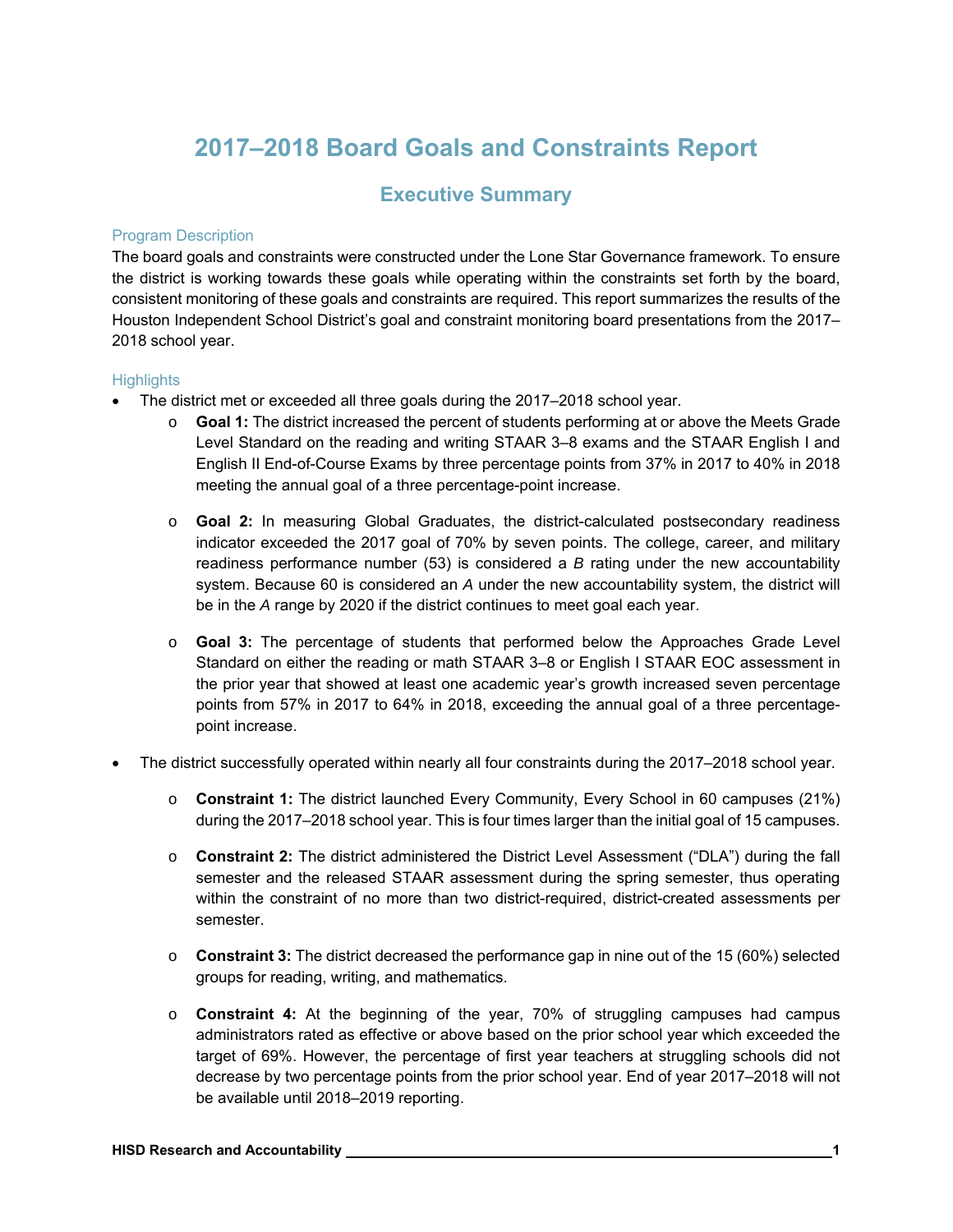# 2017–2018 Board Goals and Constraints Report

## Executive Summary

### Program Description

The board goals and constraints were constructed under the Lone Star Governance framework. To ensure the district is working towards these goals while operating within the constraints set forth by the board, consistent monitoring of these goals and constraints are required. This report summarizes the results of the Houston Independent School District's goal and constraint monitoring board presentations from the 2017–2018 school year.

### Highlights

- The district met or exceeded all three goals during the 2017–2018 school year.
    - **Goal 1:** The district increased the percent of students performing at or above the Meets Grade Level Standard on the reading and writing STAAR 3–8 exams and the STAAR English I and English II End-of-Course Exams by three percentage points from 37% in 2017 to 40% in 2018 meeting the annual goal of a three percentage-point increase.
    - **Goal 2:** In measuring Global Graduates, the district-calculated postsecondary readiness indicator exceeded the 2017 goal of 70% by seven points. The college, career, and military readiness performance number (53) is considered a *B* rating under the new accountability system. Because 60 is considered an *A* under the new accountability system, the district will be in the *A* range by 2020 if the district continues to meet goal each year.
    - **Goal 3:** The percentage of students that performed below the Approaches Grade Level Standard on either the reading or math STAAR 3–8 or English I STAAR EOC assessment in the prior year that showed at least one academic year's growth increased seven percentage points from 57% in 2017 to 64% in 2018, exceeding the annual goal of a three percentage-point increase.
- The district successfully operated within nearly all four constraints during the 2017–2018 school year.
    - **Constraint 1:** The district launched Every Community, Every School in 60 campuses (21%) during the 2017–2018 school year. This is four times larger than the initial goal of 15 campuses.
    - **Constraint 2:** The district administered the District Level Assessment ("DLA") during the fall semester and the released STAAR assessment during the spring semester, thus operating within the constraint of no more than two district-required, district-created assessments per semester.
    - **Constraint 3:** The district decreased the performance gap in nine out of the 15 (60%) selected groups for reading, writing, and mathematics.
    - **Constraint 4:** At the beginning of the year, 70% of struggling campuses had campus administrators rated as effective or above based on the prior school year which exceeded the target of 69%. However, the percentage of first year teachers at struggling schools did not decrease by two percentage points from the prior school year. End of year 2017–2018 will not be available until 2018–2019 reporting.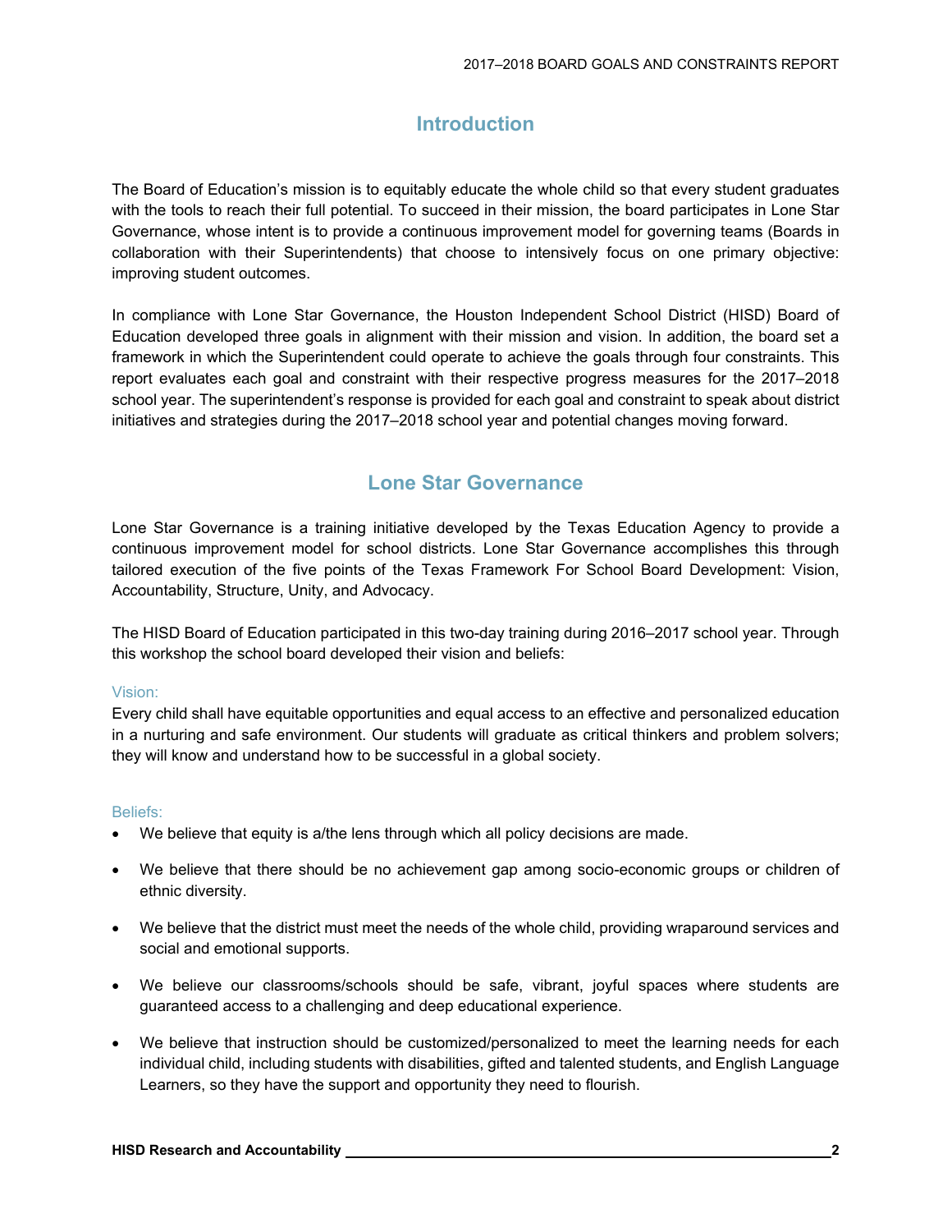## Introduction

The Board of Education's mission is to equitably educate the whole child so that every student graduates with the tools to reach their full potential. To succeed in their mission, the board participates in Lone Star Governance, whose intent is to provide a continuous improvement model for governing teams (Boards in collaboration with their Superintendents) that choose to intensively focus on one primary objective: improving student outcomes.

In compliance with Lone Star Governance, the Houston Independent School District (HISD) Board of Education developed three goals in alignment with their mission and vision. In addition, the board set a framework in which the Superintendent could operate to achieve the goals through four constraints. This report evaluates each goal and constraint with their respective progress measures for the 2017–2018 school year. The superintendent's response is provided for each goal and constraint to speak about district initiatives and strategies during the 2017–2018 school year and potential changes moving forward.

## Lone Star Governance

Lone Star Governance is a training initiative developed by the Texas Education Agency to provide a continuous improvement model for school districts. Lone Star Governance accomplishes this through tailored execution of the five points of the Texas Framework For School Board Development: Vision, Accountability, Structure, Unity, and Advocacy.

The HISD Board of Education participated in this two-day training during 2016–2017 school year. Through this workshop the school board developed their vision and beliefs:

### Vision:

Every child shall have equitable opportunities and equal access to an effective and personalized education in a nurturing and safe environment. Our students will graduate as critical thinkers and problem solvers; they will know and understand how to be successful in a global society.

### Beliefs:

- We believe that equity is a/the lens through which all policy decisions are made.
- We believe that there should be no achievement gap among socio-economic groups or children of ethnic diversity.
- We believe that the district must meet the needs of the whole child, providing wraparound services and social and emotional supports.
- We believe our classrooms/schools should be safe, vibrant, joyful spaces where students are guaranteed access to a challenging and deep educational experience.
- We believe that instruction should be customized/personalized to meet the learning needs for each individual child, including students with disabilities, gifted and talented students, and English Language Learners, so they have the support and opportunity they need to flourish.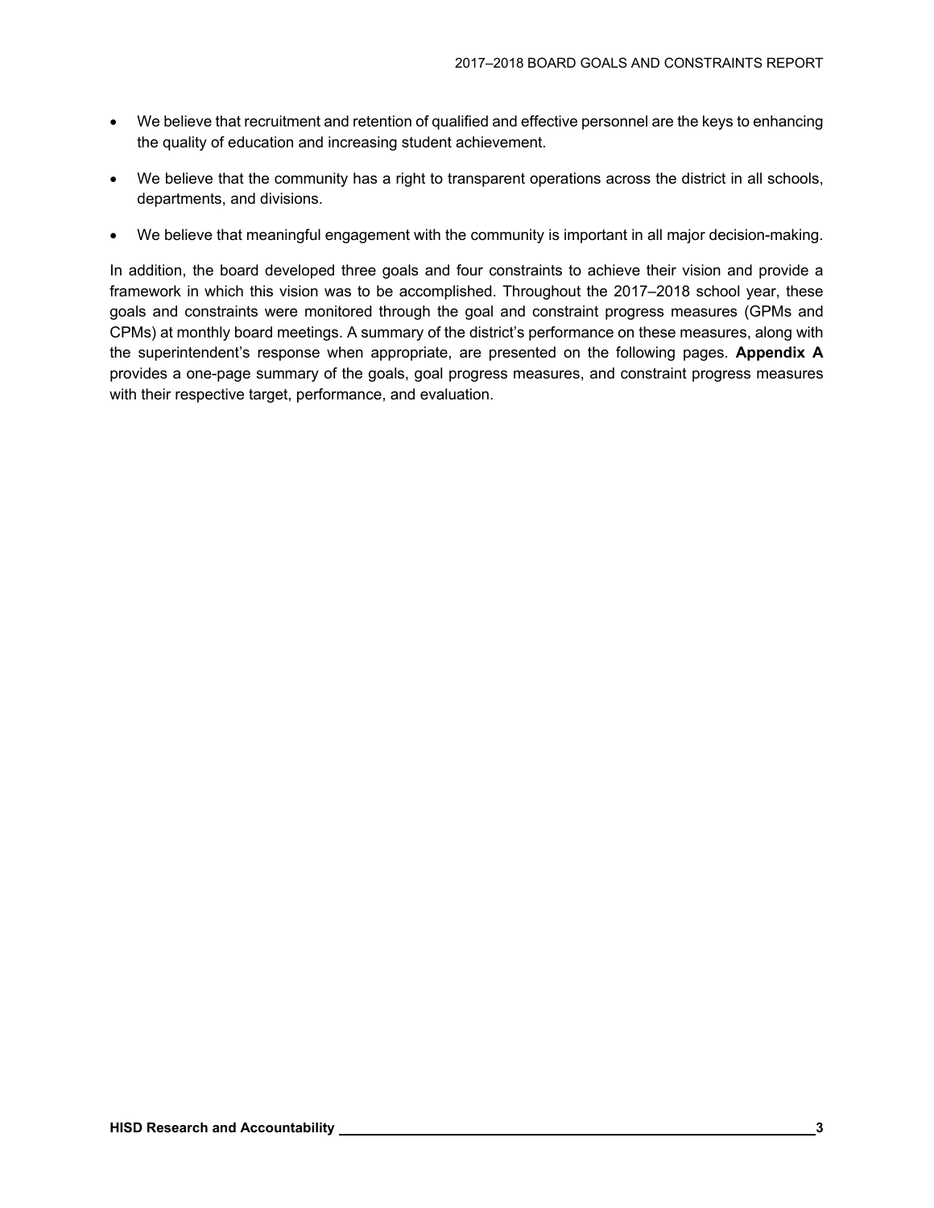- We believe that recruitment and retention of qualified and effective personnel are the keys to enhancing the quality of education and increasing student achievement.
- We believe that the community has a right to transparent operations across the district in all schools, departments, and divisions.
- We believe that meaningful engagement with the community is important in all major decision-making.

In addition, the board developed three goals and four constraints to achieve their vision and provide a framework in which this vision was to be accomplished. Throughout the 2017–2018 school year, these goals and constraints were monitored through the goal and constraint progress measures (GPMs and CPMs) at monthly board meetings. A summary of the district's performance on these measures, along with the superintendent's response when appropriate, are presented on the following pages. **Appendix A** provides a one-page summary of the goals, goal progress measures, and constraint progress measures with their respective target, performance, and evaluation.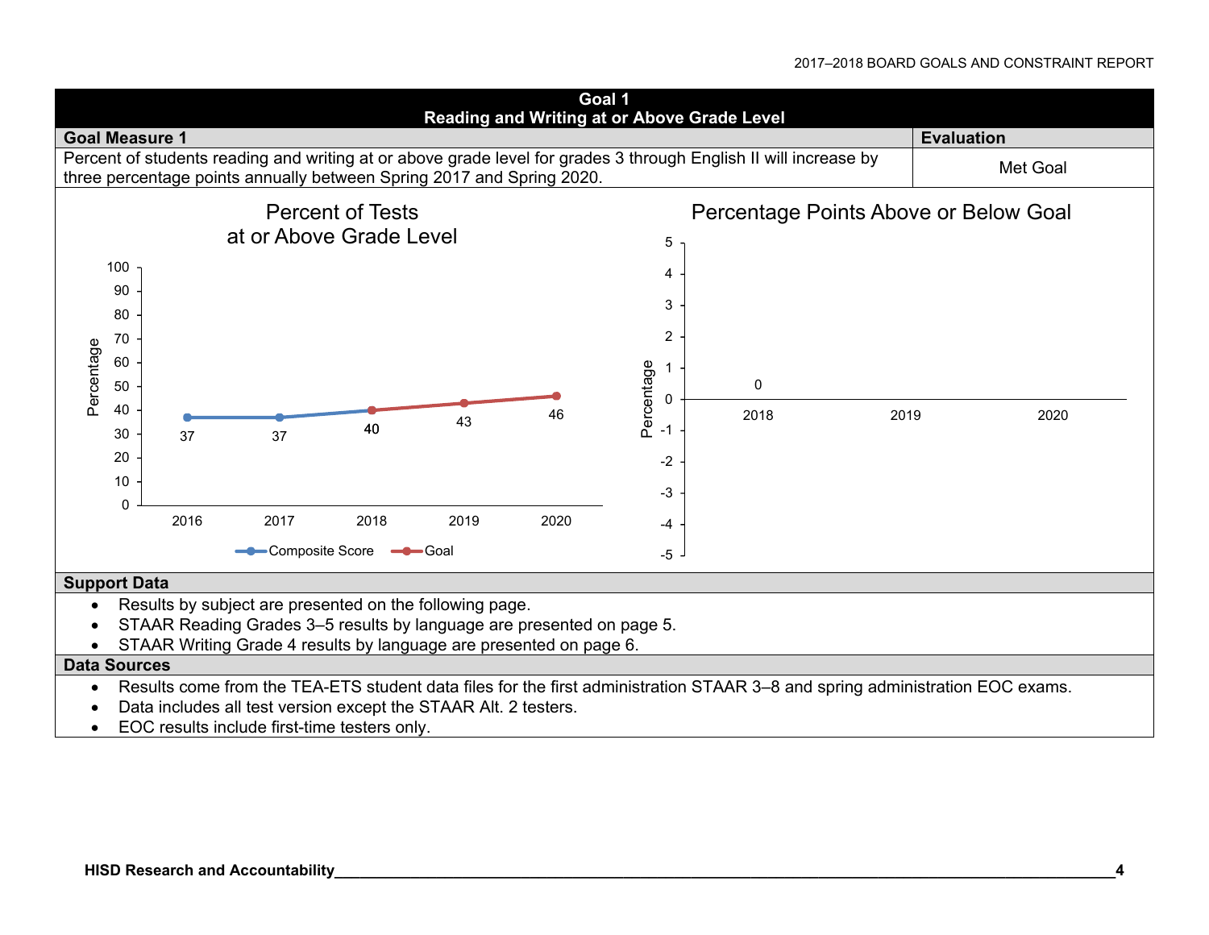## Goal 1
## Reading and Writing at or Above Grade Level

| Goal Measure 1 | Evaluation |
|---|---|
| Percent of students reading and writing at or above grade level for grades 3 through English II will increase by three percentage points annually between Spring 2017 and Spring 2020. | Met Goal |

**Percent of Tests at or Above Grade Level**

| Year | Composite Score | Goal |
|---|---|---|
| 2016 | 37 | |
| 2017 | 37 | |
| 2018 | 40 | 40 |
| 2019 | | 43 |
| 2020 | | 46 |

**Percentage Points Above or Below Goal**

| Year | Percentage Points |
|---|---|
| 2018 | 0 |
| 2019 | |
| 2020 | |

### Support Data

- Results by subject are presented on the following page.
- STAAR Reading Grades 3–5 results by language are presented on page 5.
- STAAR Writing Grade 4 results by language are presented on page 6.

### Data Sources

- Results come from the TEA-ETS student data files for the first administration STAAR 3–8 and spring administration EOC exams.
- Data includes all test version except the STAAR Alt. 2 testers.
- EOC results include first-time testers only.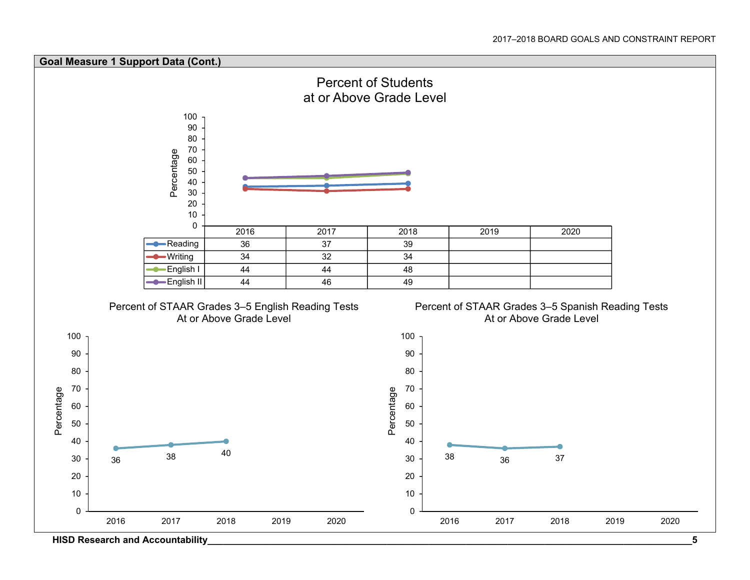## Goal Measure 1 Support Data (Cont.)

### Percent of Students at or Above Grade Level

| | 2016 | 2017 | 2018 | 2019 | 2020 |
|---|---|---|---|---|---|
| Reading | 36 | 37 | 39 | | |
| Writing | 34 | 32 | 34 | | |
| English I | 44 | 44 | 48 | | |
| English II | 44 | 46 | 49 | | |

### Percent of STAAR Grades 3–5 English Reading Tests At or Above Grade Level

| | 2016 | 2017 | 2018 | 2019 | 2020 |
|---|---|---|---|---|---|
| Percentage | 36 | 38 | 40 | | |

### Percent of STAAR Grades 3–5 Spanish Reading Tests At or Above Grade Level

| | 2016 | 2017 | 2018 | 2019 | 2020 |
|---|---|---|---|---|---|
| Percentage | 38 | 36 | 37 | | |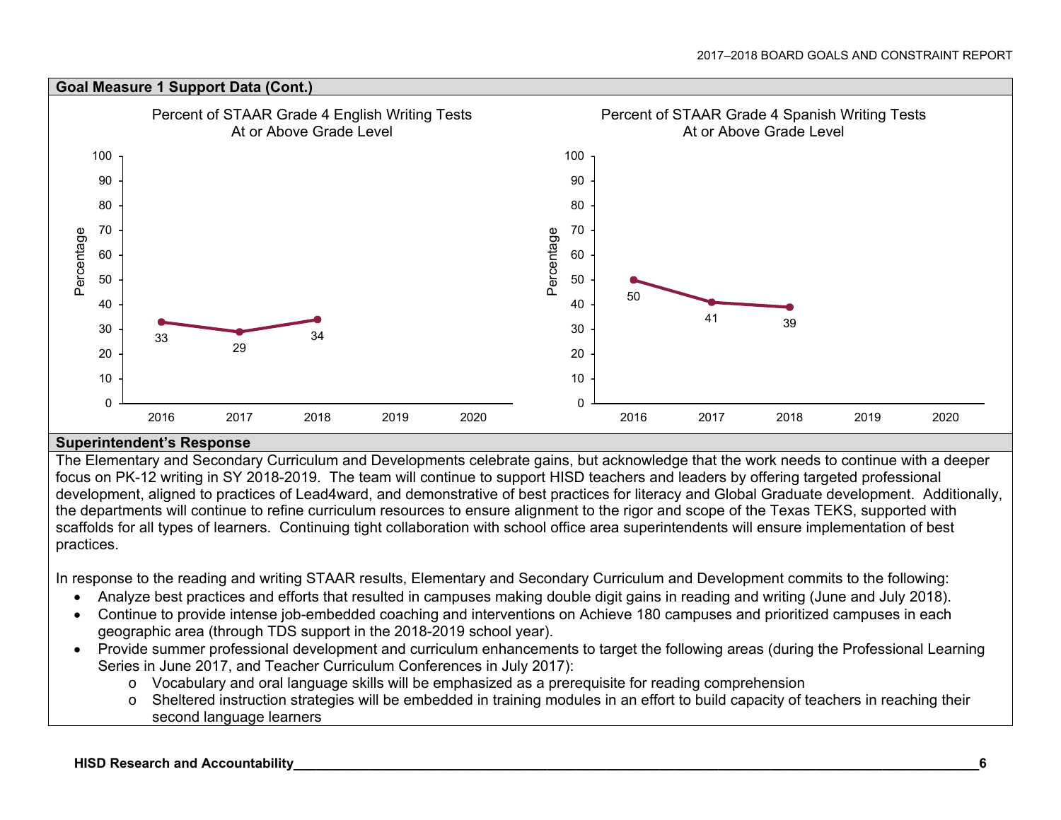## Goal Measure 1 Support Data (Cont.)

Percent of STAAR Grade 4 English Writing Tests At or Above Grade Level

| Year | Percentage |
|---|---|
| 2016 | 33 |
| 2017 | 29 |
| 2018 | 34 |
| 2019 | |
| 2020 | |

Percent of STAAR Grade 4 Spanish Writing Tests At or Above Grade Level

| Year | Percentage |
|---|---|
| 2016 | 50 |
| 2017 | 41 |
| 2018 | 39 |
| 2019 | |
| 2020 | |

## Superintendent's Response

The Elementary and Secondary Curriculum and Developments celebrate gains, but acknowledge that the work needs to continue with a deeper focus on PK-12 writing in SY 2018-2019. The team will continue to support HISD teachers and leaders by offering targeted professional development, aligned to practices of Lead4ward, and demonstrative of best practices for literacy and Global Graduate development. Additionally, the departments will continue to refine curriculum resources to ensure alignment to the rigor and scope of the Texas TEKS, supported with scaffolds for all types of learners. Continuing tight collaboration with school office area superintendents will ensure implementation of best practices.

In response to the reading and writing STAAR results, Elementary and Secondary Curriculum and Development commits to the following:

- Analyze best practices and efforts that resulted in campuses making double digit gains in reading and writing (June and July 2018).
- Continue to provide intense job-embedded coaching and interventions on Achieve 180 campuses and prioritized campuses in each geographic area (through TDS support in the 2018-2019 school year).
- Provide summer professional development and curriculum enhancements to target the following areas (during the Professional Learning Series in June 2017, and Teacher Curriculum Conferences in July 2017):
  - Vocabulary and oral language skills will be emphasized as a prerequisite for reading comprehension
  - Sheltered instruction strategies will be embedded in training modules in an effort to build capacity of teachers in reaching their second language learners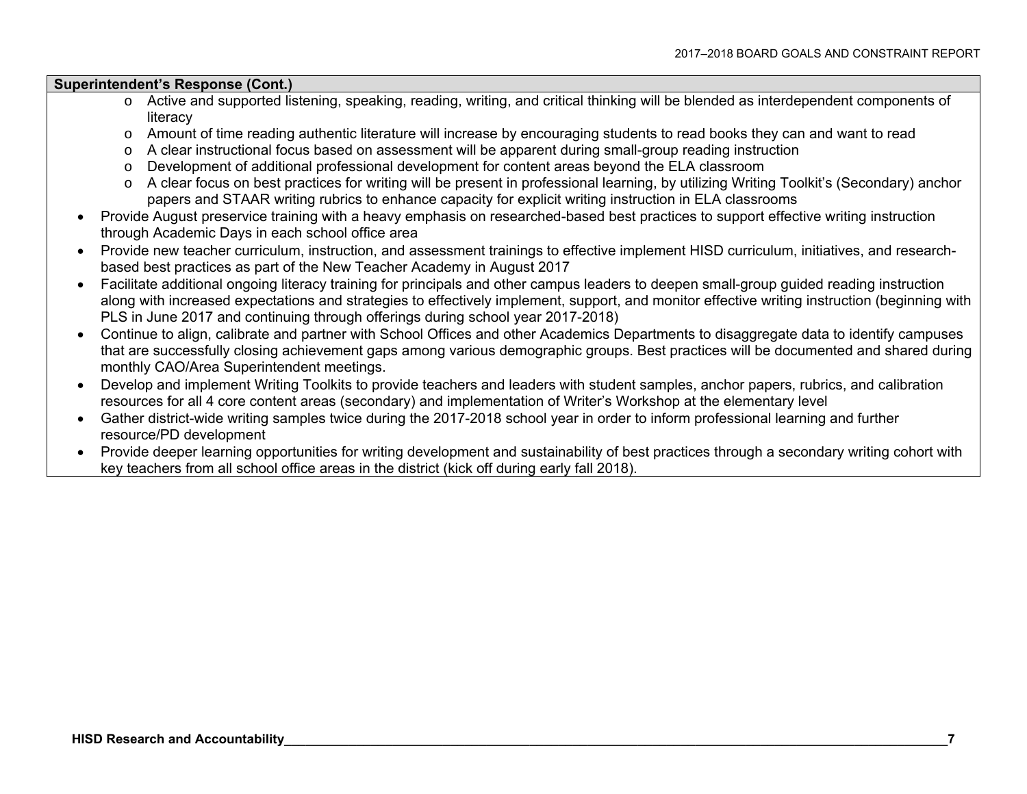**Superintendent's Response (Cont.)**

- Active and supported listening, speaking, reading, writing, and critical thinking will be blended as interdependent components of literacy
- Amount of time reading authentic literature will increase by encouraging students to read books they can and want to read
- A clear instructional focus based on assessment will be apparent during small-group reading instruction
- Development of additional professional development for content areas beyond the ELA classroom
- A clear focus on best practices for writing will be present in professional learning, by utilizing Writing Toolkit's (Secondary) anchor papers and STAAR writing rubrics to enhance capacity for explicit writing instruction in ELA classrooms

- Provide August preservice training with a heavy emphasis on researched-based best practices to support effective writing instruction through Academic Days in each school office area
- Provide new teacher curriculum, instruction, and assessment trainings to effective implement HISD curriculum, initiatives, and research-based best practices as part of the New Teacher Academy in August 2017
- Facilitate additional ongoing literacy training for principals and other campus leaders to deepen small-group guided reading instruction along with increased expectations and strategies to effectively implement, support, and monitor effective writing instruction (beginning with PLS in June 2017 and continuing through offerings during school year 2017-2018)
- Continue to align, calibrate and partner with School Offices and other Academics Departments to disaggregate data to identify campuses that are successfully closing achievement gaps among various demographic groups. Best practices will be documented and shared during monthly CAO/Area Superintendent meetings.
- Develop and implement Writing Toolkits to provide teachers and leaders with student samples, anchor papers, rubrics, and calibration resources for all 4 core content areas (secondary) and implementation of Writer's Workshop at the elementary level
- Gather district-wide writing samples twice during the 2017-2018 school year in order to inform professional learning and further resource/PD development
- Provide deeper learning opportunities for writing development and sustainability of best practices through a secondary writing cohort with key teachers from all school office areas in the district (kick off during early fall 2018).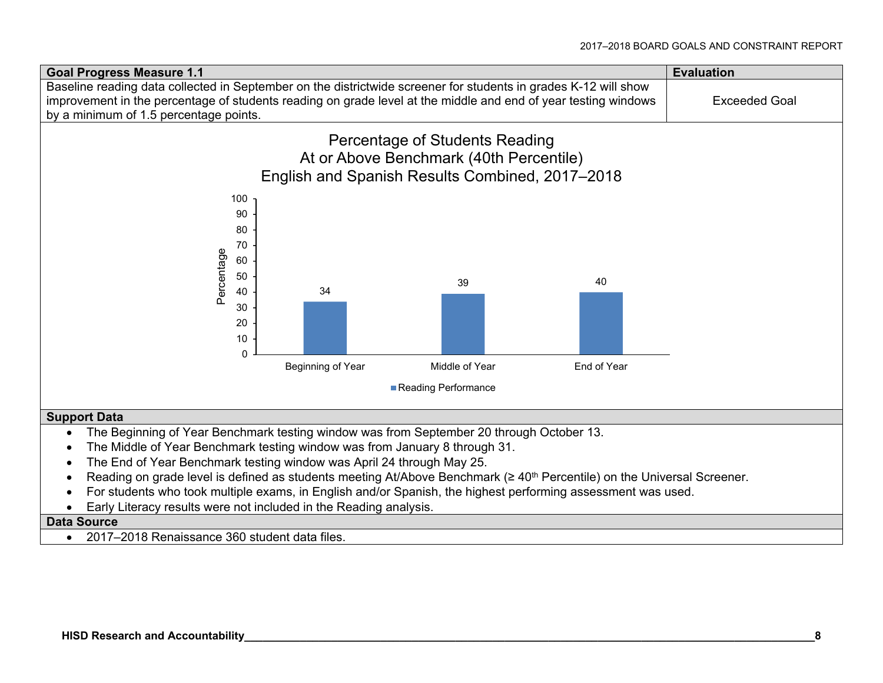| Goal Progress Measure 1.1 | Evaluation |
| --- | --- |
| Baseline reading data collected in September on the districtwide screener for students in grades K-12 will show improvement in the percentage of students reading on grade level at the middle and end of year testing windows by a minimum of 1.5 percentage points. | Exceeded Goal |

**Percentage of Students Reading At or Above Benchmark (40th Percentile) English and Spanish Results Combined, 2017–2018**

| | Reading Performance (Percentage) |
| --- | --- |
| Beginning of Year | 34 |
| Middle of Year | 39 |
| End of Year | 40 |

**Support Data**

- The Beginning of Year Benchmark testing window was from September 20 through October 13.
- The Middle of Year Benchmark testing window was from January 8 through 31.
- The End of Year Benchmark testing window was April 24 through May 25.
- Reading on grade level is defined as students meeting At/Above Benchmark (≥ 40th Percentile) on the Universal Screener.
- For students who took multiple exams, in English and/or Spanish, the highest performing assessment was used.
- Early Literacy results were not included in the Reading analysis.

**Data Source**

- 2017–2018 Renaissance 360 student data files.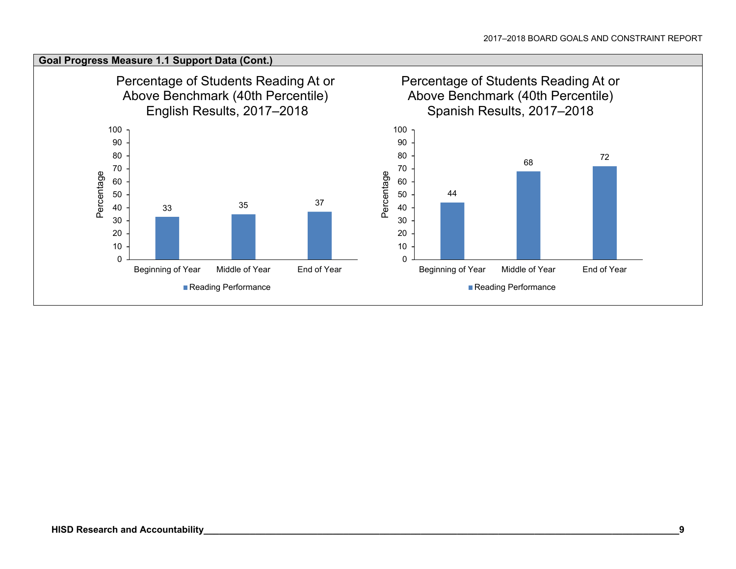**Goal Progress Measure 1.1 Support Data (Cont.)**

**Percentage of Students Reading At or Above Benchmark (40th Percentile) English Results, 2017–2018**

| | Beginning of Year | Middle of Year | End of Year |
|---|---|---|---|
| Reading Performance | 33 | 35 | 37 |

**Percentage of Students Reading At or Above Benchmark (40th Percentile) Spanish Results, 2017–2018**

| | Beginning of Year | Middle of Year | End of Year |
|---|---|---|---|
| Reading Performance | 44 | 68 | 72 |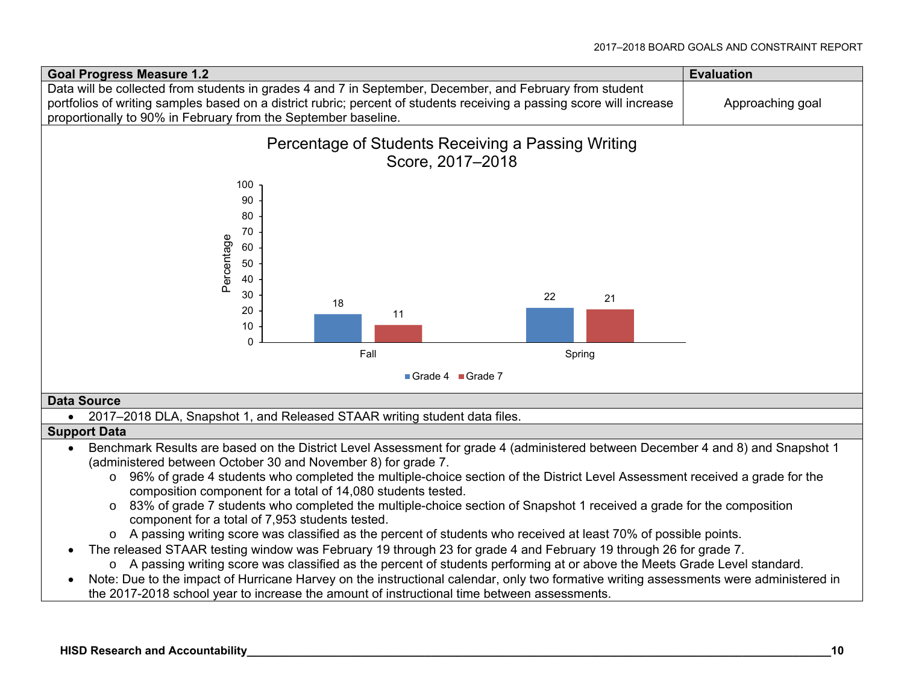| Goal Progress Measure 1.2 | Evaluation |
|---|---|
| Data will be collected from students in grades 4 and 7 in September, December, and February from student portfolios of writing samples based on a district rubric; percent of students receiving a passing score will increase proportionally to 90% in February from the September baseline. | Approaching goal |

**Percentage of Students Receiving a Passing Writing Score, 2017–2018**

| | Grade 4 | Grade 7 |
|---|---|---|
| Fall | 18 | 11 |
| Spring | 22 | 21 |

**Data Source**

- 2017–2018 DLA, Snapshot 1, and Released STAAR writing student data files.

**Support Data**

- Benchmark Results are based on the District Level Assessment for grade 4 (administered between December 4 and 8) and Snapshot 1 (administered between October 30 and November 8) for grade 7.
  - 96% of grade 4 students who completed the multiple-choice section of the District Level Assessment received a grade for the composition component for a total of 14,080 students tested.
  - 83% of grade 7 students who completed the multiple-choice section of Snapshot 1 received a grade for the composition component for a total of 7,953 students tested.
  - A passing writing score was classified as the percent of students who received at least 70% of possible points.
- The released STAAR testing window was February 19 through 23 for grade 4 and February 19 through 26 for grade 7.
  - A passing writing score was classified as the percent of students performing at or above the Meets Grade Level standard.
- Note: Due to the impact of Hurricane Harvey on the instructional calendar, only two formative writing assessments were administered in the 2017-2018 school year to increase the amount of instructional time between assessments.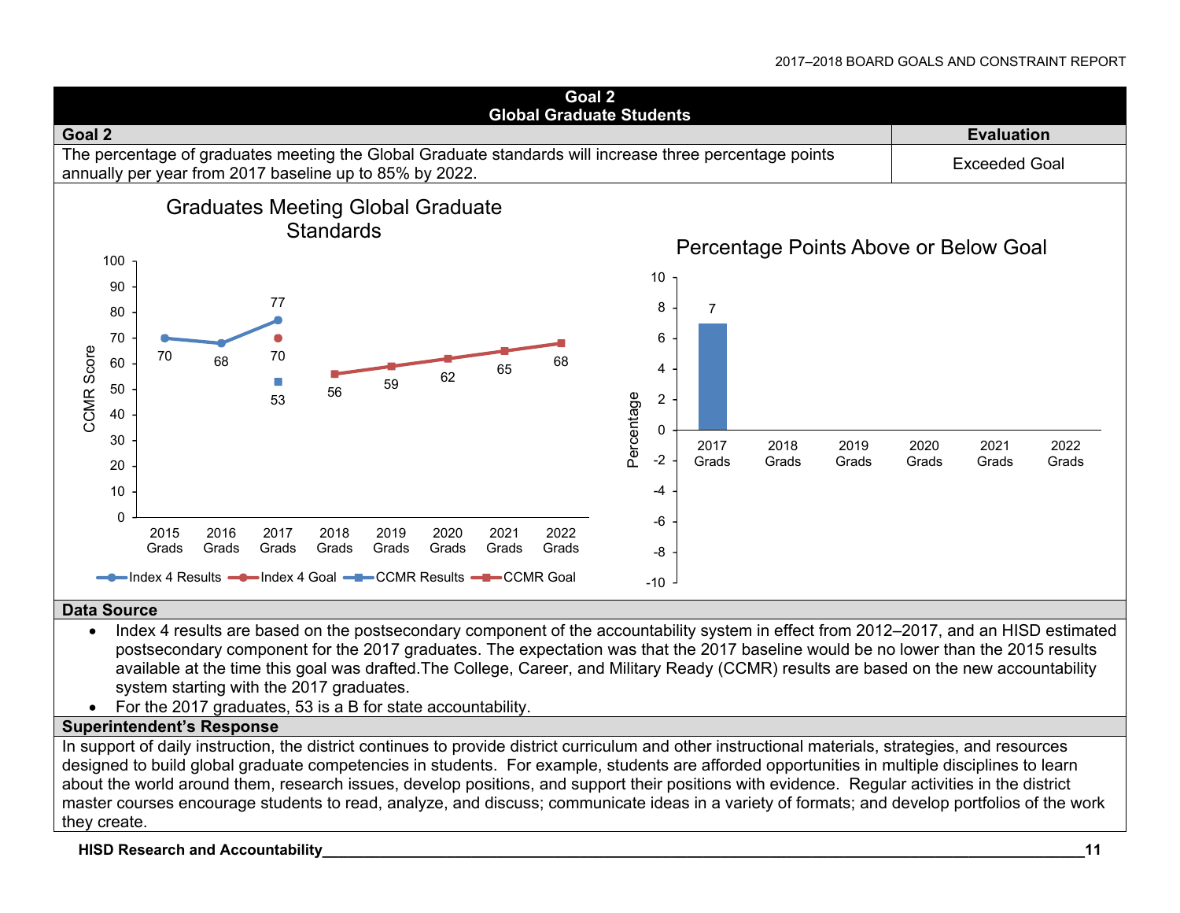## Goal 2
## Global Graduate Students

| Goal 2 | Evaluation |
|---|---|
| The percentage of graduates meeting the Global Graduate standards will increase three percentage points annually per year from 2017 baseline up to 85% by 2022. | Exceeded Goal |

**Graduates Meeting Global Graduate Standards**

| | 2015 Grads | 2016 Grads | 2017 Grads | 2018 Grads | 2019 Grads | 2020 Grads | 2021 Grads | 2022 Grads |
|---|---|---|---|---|---|---|---|---|
| Index 4 Results | 70 | 68 | 77 | | | | | |
| Index 4 Goal | | | 70 | | | | | |
| CCMR Results | | | 53 | | | | | |
| CCMR Goal | | | | 56 | 59 | 62 | 65 | 68 |

**Percentage Points Above or Below Goal**

| 2017 Grads | 2018 Grads | 2019 Grads | 2020 Grads | 2021 Grads | 2022 Grads |
|---|---|---|---|---|---|
| 7 | | | | | |

### Data Source

- Index 4 results are based on the postsecondary component of the accountability system in effect from 2012–2017, and an HISD estimated postsecondary component for the 2017 graduates. The expectation was that the 2017 baseline would be no lower than the 2015 results available at the time this goal was drafted.The College, Career, and Military Ready (CCMR) results are based on the new accountability system starting with the 2017 graduates.
- For the 2017 graduates, 53 is a B for state accountability.

### Superintendent's Response

In support of daily instruction, the district continues to provide district curriculum and other instructional materials, strategies, and resources designed to build global graduate competencies in students. For example, students are afforded opportunities in multiple disciplines to learn about the world around them, research issues, develop positions, and support their positions with evidence. Regular activities in the district master courses encourage students to read, analyze, and discuss; communicate ideas in a variety of formats; and develop portfolios of the work they create.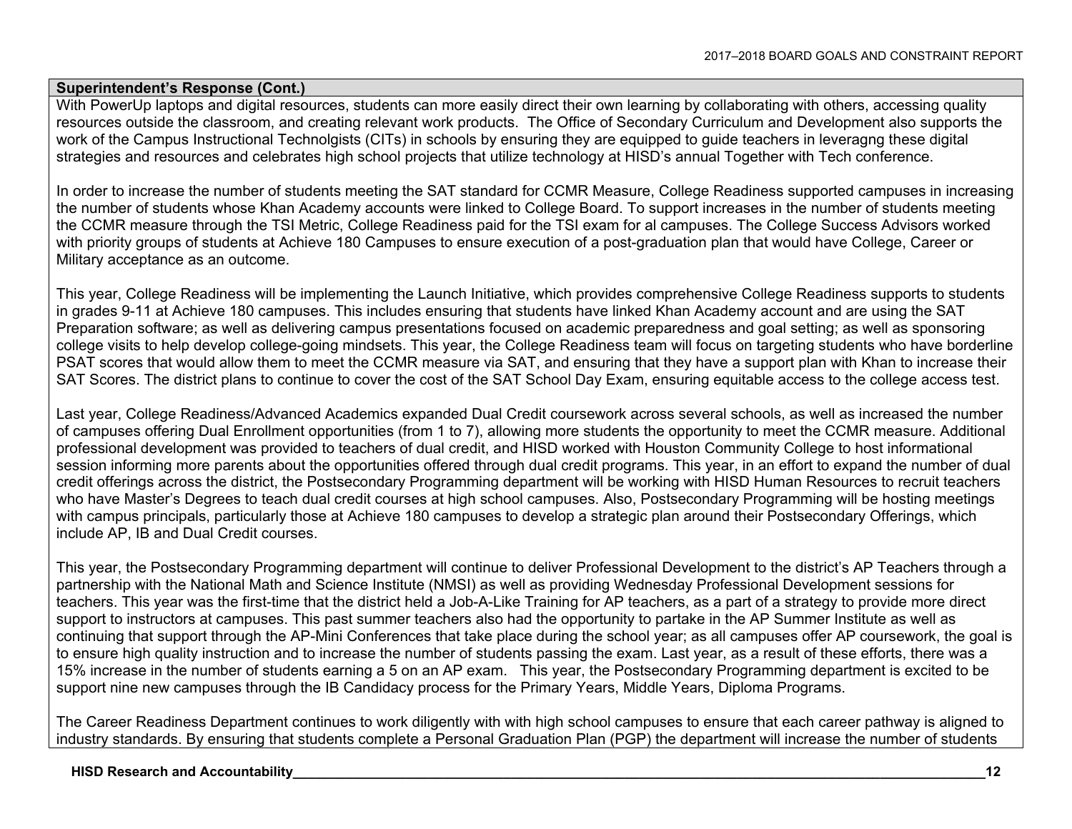**Superintendent's Response (Cont.)**

With PowerUp laptops and digital resources, students can more easily direct their own learning by collaborating with others, accessing quality resources outside the classroom, and creating relevant work products. The Office of Secondary Curriculum and Development also supports the work of the Campus Instructional Technolgists (CITs) in schools by ensuring they are equipped to guide teachers in leveragng these digital strategies and resources and celebrates high school projects that utilize technology at HISD's annual Together with Tech conference.

In order to increase the number of students meeting the SAT standard for CCMR Measure, College Readiness supported campuses in increasing the number of students whose Khan Academy accounts were linked to College Board. To support increases in the number of students meeting the CCMR measure through the TSI Metric, College Readiness paid for the TSI exam for al campuses. The College Success Advisors worked with priority groups of students at Achieve 180 Campuses to ensure execution of a post-graduation plan that would have College, Career or Military acceptance as an outcome.

This year, College Readiness will be implementing the Launch Initiative, which provides comprehensive College Readiness supports to students in grades 9-11 at Achieve 180 campuses. This includes ensuring that students have linked Khan Academy account and are using the SAT Preparation software; as well as delivering campus presentations focused on academic preparedness and goal setting; as well as sponsoring college visits to help develop college-going mindsets. This year, the College Readiness team will focus on targeting students who have borderline PSAT scores that would allow them to meet the CCMR measure via SAT, and ensuring that they have a support plan with Khan to increase their SAT Scores. The district plans to continue to cover the cost of the SAT School Day Exam, ensuring equitable access to the college access test.

Last year, College Readiness/Advanced Academics expanded Dual Credit coursework across several schools, as well as increased the number of campuses offering Dual Enrollment opportunities (from 1 to 7), allowing more students the opportunity to meet the CCMR measure. Additional professional development was provided to teachers of dual credit, and HISD worked with Houston Community College to host informational session informing more parents about the opportunities offered through dual credit programs. This year, in an effort to expand the number of dual credit offerings across the district, the Postsecondary Programming department will be working with HISD Human Resources to recruit teachers who have Master's Degrees to teach dual credit courses at high school campuses. Also, Postsecondary Programming will be hosting meetings with campus principals, particularly those at Achieve 180 campuses to develop a strategic plan around their Postsecondary Offerings, which include AP, IB and Dual Credit courses.

This year, the Postsecondary Programming department will continue to deliver Professional Development to the district's AP Teachers through a partnership with the National Math and Science Institute (NMSI) as well as providing Wednesday Professional Development sessions for teachers. This year was the first-time that the district held a Job-A-Like Training for AP teachers, as a part of a strategy to provide more direct support to instructors at campuses. This past summer teachers also had the opportunity to partake in the AP Summer Institute as well as continuing that support through the AP-Mini Conferences that take place during the school year; as all campuses offer AP coursework, the goal is to ensure high quality instruction and to increase the number of students passing the exam. Last year, as a result of these efforts, there was a 15% increase in the number of students earning a 5 on an AP exam. This year, the Postsecondary Programming department is excited to be support nine new campuses through the IB Candidacy process for the Primary Years, Middle Years, Diploma Programs.

The Career Readiness Department continues to work diligently with with high school campuses to ensure that each career pathway is aligned to industry standards. By ensuring that students complete a Personal Graduation Plan (PGP) the department will increase the number of students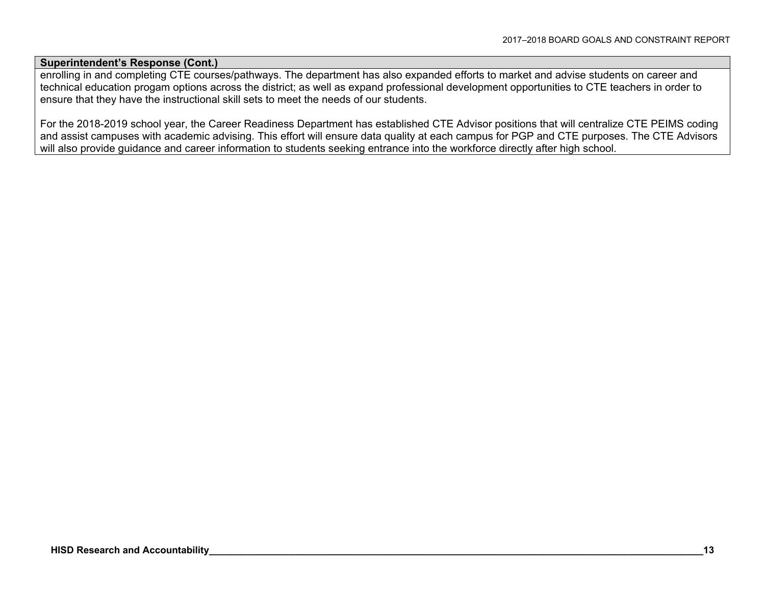**Superintendent's Response (Cont.)**

enrolling in and completing CTE courses/pathways. The department has also expanded efforts to market and advise students on career and technical education progam options across the district; as well as expand professional development opportunities to CTE teachers in order to ensure that they have the instructional skill sets to meet the needs of our students.

For the 2018-2019 school year, the Career Readiness Department has established CTE Advisor positions that will centralize CTE PEIMS coding and assist campuses with academic advising. This effort will ensure data quality at each campus for PGP and CTE purposes. The CTE Advisors will also provide guidance and career information to students seeking entrance into the workforce directly after high school.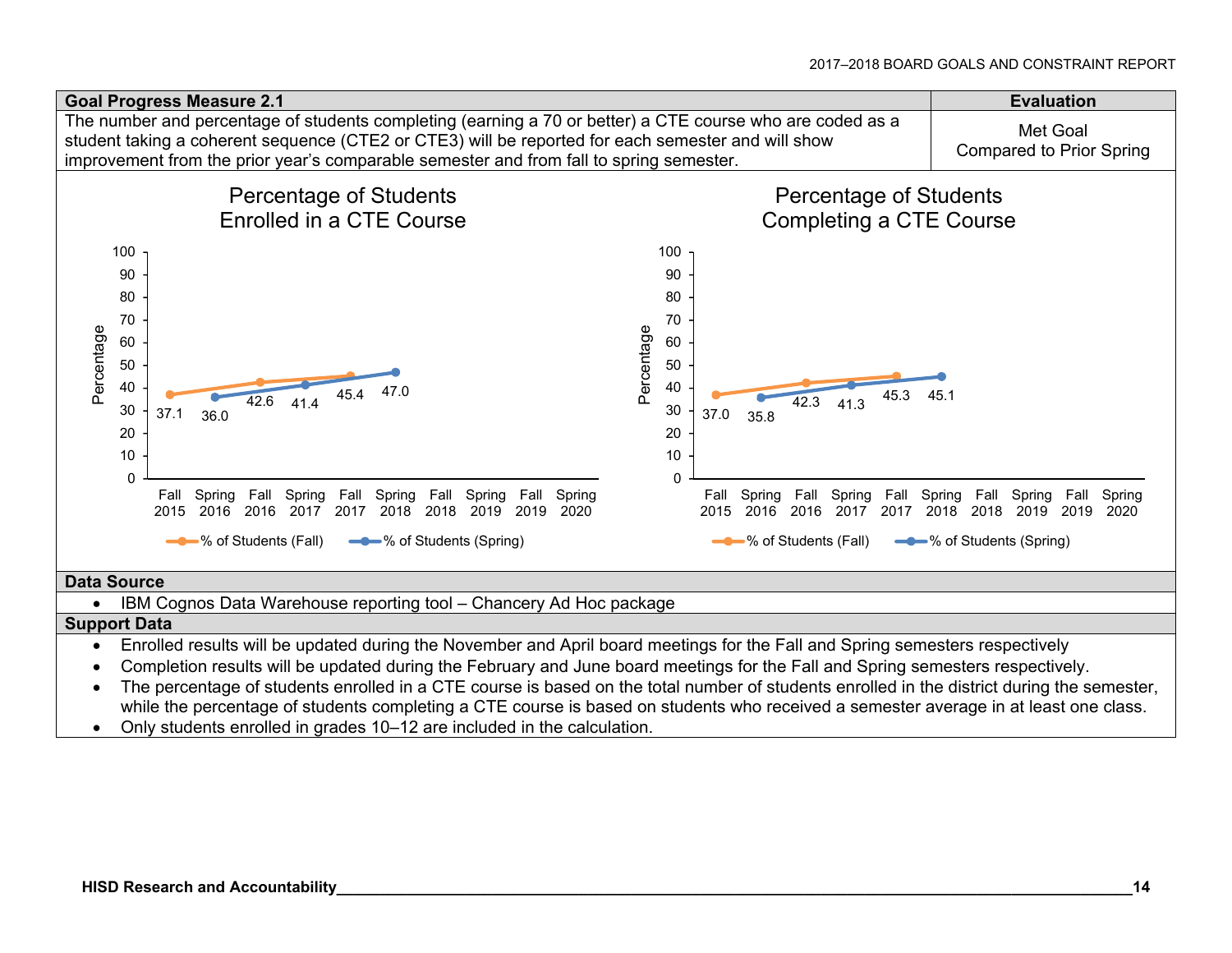| Goal Progress Measure 2.1 | Evaluation |
|---|---|
| The number and percentage of students completing (earning a 70 or better) a CTE course who are coded as a student taking a coherent sequence (CTE2 or CTE3) will be reported for each semester and will show improvement from the prior year's comparable semester and from fall to spring semester. | Met Goal Compared to Prior Spring |

**Percentage of Students Enrolled in a CTE Course**

| Semester | % of Students (Fall) | % of Students (Spring) |
|---|---|---|
| Fall 2015 | 37.1 | |
| Spring 2016 | | 36.0 |
| Fall 2016 | 42.6 | |
| Spring 2017 | | 41.4 |
| Fall 2017 | 45.4 | |
| Spring 2018 | | 47.0 |
| Fall 2018 | | |
| Spring 2019 | | |
| Fall 2019 | | |
| Spring 2020 | | |

**Percentage of Students Completing a CTE Course**

| Semester | % of Students (Fall) | % of Students (Spring) |
|---|---|---|
| Fall 2015 | 37.0 | |
| Spring 2016 | | 35.8 |
| Fall 2016 | 42.3 | |
| Spring 2017 | | 41.3 |
| Fall 2017 | 45.3 | |
| Spring 2018 | | 45.1 |
| Fall 2018 | | |
| Spring 2019 | | |
| Fall 2019 | | |
| Spring 2020 | | |

**Data Source**

- IBM Cognos Data Warehouse reporting tool – Chancery Ad Hoc package

**Support Data**

- Enrolled results will be updated during the November and April board meetings for the Fall and Spring semesters respectively
- Completion results will be updated during the February and June board meetings for the Fall and Spring semesters respectively.
- The percentage of students enrolled in a CTE course is based on the total number of students enrolled in the district during the semester, while the percentage of students completing a CTE course is based on students who received a semester average in at least one class.
- Only students enrolled in grades 10–12 are included in the calculation.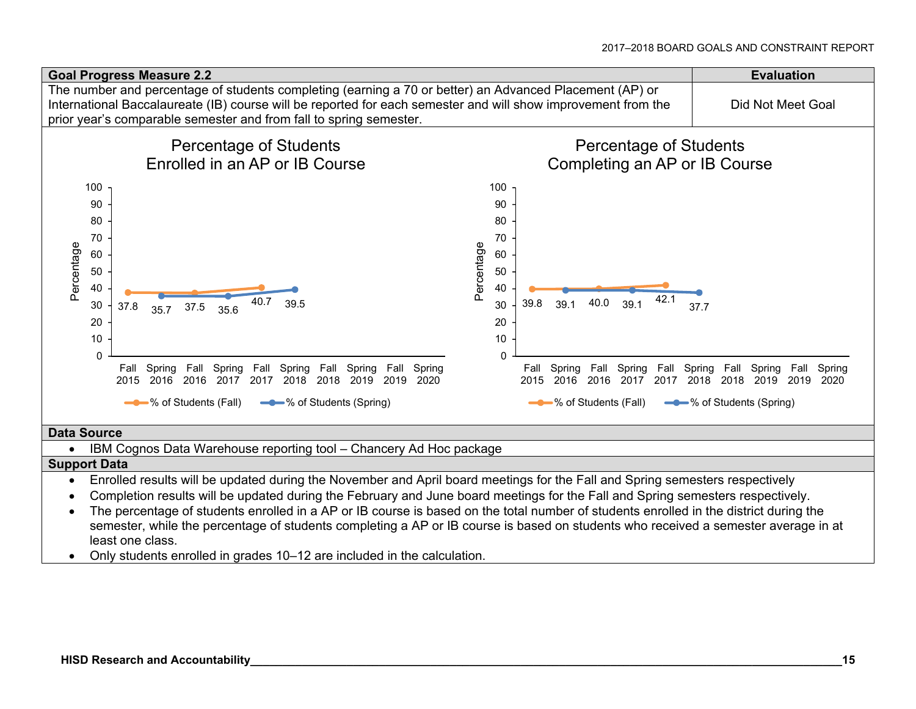| Goal Progress Measure 2.2 | Evaluation |
|---|---|
| The number and percentage of students completing (earning a 70 or better) an Advanced Placement (AP) or International Baccalaureate (IB) course will be reported for each semester and will show improvement from the prior year's comparable semester and from fall to spring semester. | Did Not Meet Goal |

**Percentage of Students Enrolled in an AP or IB Course**

| Semester | % of Students (Fall) | % of Students (Spring) |
|---|---|---|
| Fall 2015 | 37.8 | |
| Spring 2016 | | 35.7 |
| Fall 2016 | 37.5 | |
| Spring 2017 | | 35.6 |
| Fall 2017 | 40.7 | |
| Spring 2018 | | 39.5 |
| Fall 2018 | | |
| Spring 2019 | | |
| Fall 2019 | | |
| Spring 2020 | | |

**Percentage of Students Completing an AP or IB Course**

| Semester | % of Students (Fall) | % of Students (Spring) |
|---|---|---|
| Fall 2015 | 39.8 | |
| Spring 2016 | | 39.1 |
| Fall 2016 | 40.0 | |
| Spring 2017 | | 39.1 |
| Fall 2017 | 42.1 | |
| Spring 2018 | | 37.7 |
| Fall 2018 | | |
| Spring 2019 | | |
| Fall 2019 | | |
| Spring 2020 | | |

**Data Source**

- IBM Cognos Data Warehouse reporting tool – Chancery Ad Hoc package

**Support Data**

- Enrolled results will be updated during the November and April board meetings for the Fall and Spring semesters respectively
- Completion results will be updated during the February and June board meetings for the Fall and Spring semesters respectively.
- The percentage of students enrolled in a AP or IB course is based on the total number of students enrolled in the district during the semester, while the percentage of students completing a AP or IB course is based on students who received a semester average in at least one class.
- Only students enrolled in grades 10–12 are included in the calculation.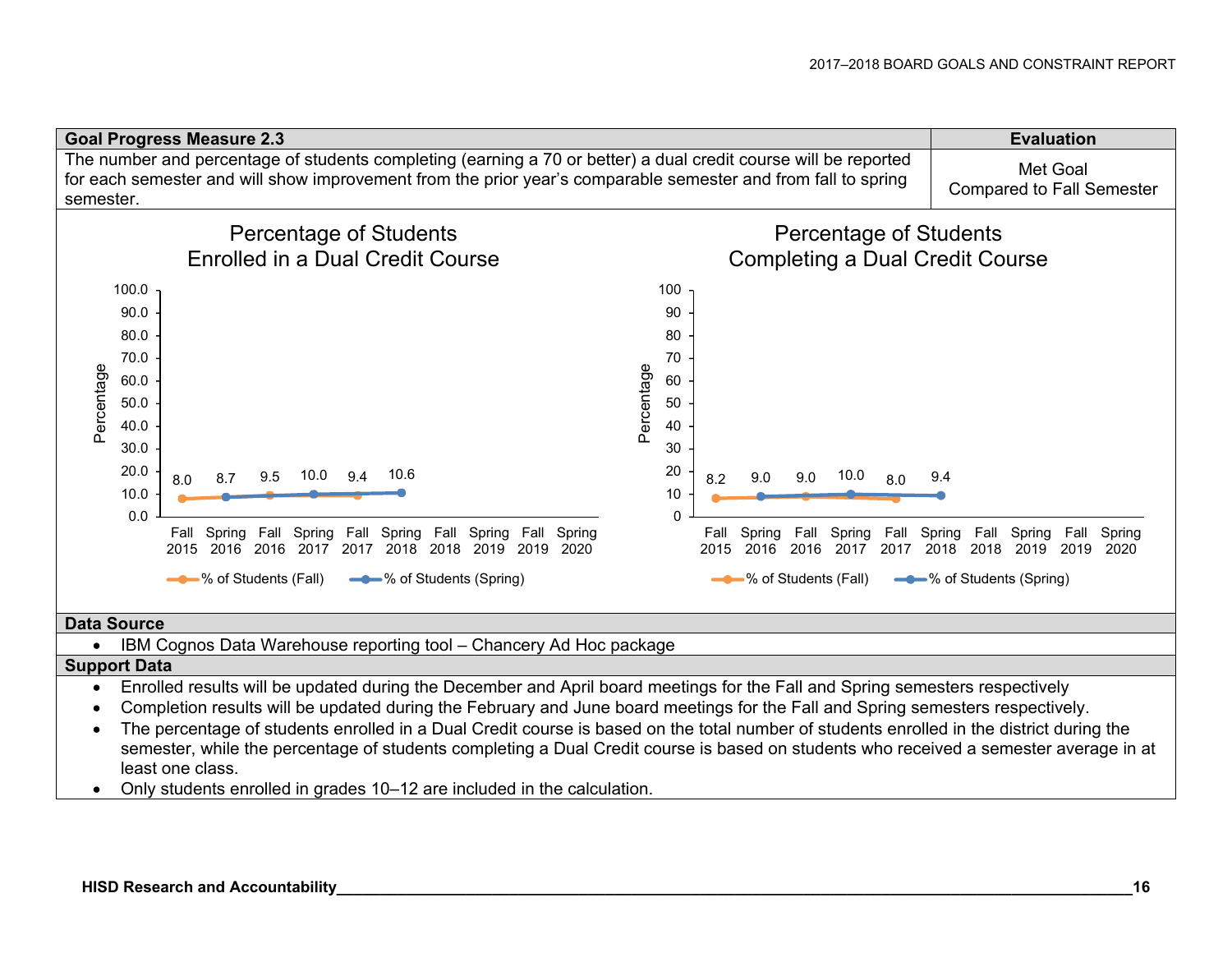| Goal Progress Measure 2.3 | Evaluation |
|---|---|
| The number and percentage of students completing (earning a 70 or better) a dual credit course will be reported for each semester and will show improvement from the prior year's comparable semester and from fall to spring semester. | Met Goal Compared to Fall Semester |

**Percentage of Students Enrolled in a Dual Credit Course**

| Semester | Fall 2015 | Spring 2016 | Fall 2016 | Spring 2017 | Fall 2017 | Spring 2018 | Fall 2018 | Spring 2019 | Fall 2019 | Spring 2020 |
|---|---|---|---|---|---|---|---|---|---|---|
| Percentage | 8.0 | 8.7 | 9.5 | 10.0 | 9.4 | 10.6 | | | | |

**Percentage of Students Completing a Dual Credit Course**

| Semester | Fall 2015 | Spring 2016 | Fall 2016 | Spring 2017 | Fall 2017 | Spring 2018 | Fall 2018 | Spring 2019 | Fall 2019 | Spring 2020 |
|---|---|---|---|---|---|---|---|---|---|---|
| Percentage | 8.2 | 9.0 | 9.0 | 10.0 | 8.0 | 9.4 | | | | |

**Data Source**

- IBM Cognos Data Warehouse reporting tool – Chancery Ad Hoc package

**Support Data**

- Enrolled results will be updated during the December and April board meetings for the Fall and Spring semesters respectively
- Completion results will be updated during the February and June board meetings for the Fall and Spring semesters respectively.
- The percentage of students enrolled in a Dual Credit course is based on the total number of students enrolled in the district during the semester, while the percentage of students completing a Dual Credit course is based on students who received a semester average in at least one class.
- Only students enrolled in grades 10–12 are included in the calculation.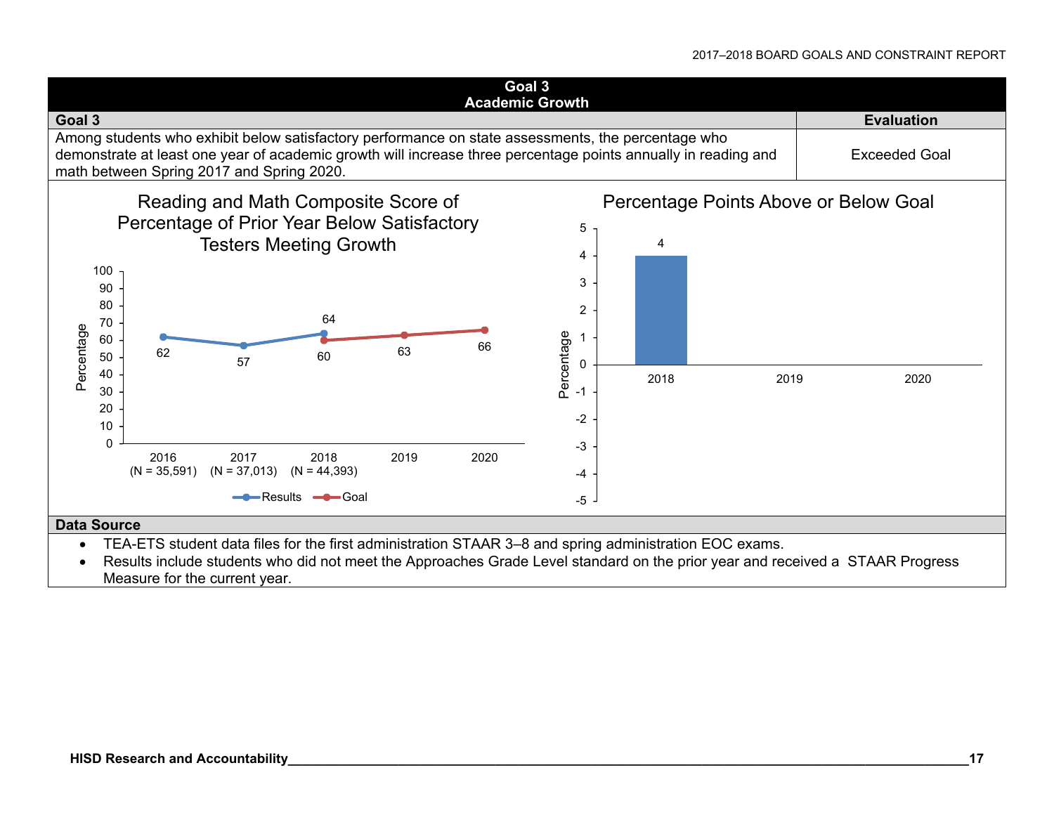## Goal 3
## Academic Growth

| Goal 3 | Evaluation |
|---|---|
| Among students who exhibit below satisfactory performance on state assessments, the percentage who demonstrate at least one year of academic growth will increase three percentage points annually in reading and math between Spring 2017 and Spring 2020. | Exceeded Goal |

**Reading and Math Composite Score of Percentage of Prior Year Below Satisfactory Testers Meeting Growth**

| Year | Results | Goal |
|---|---|---|
| 2016 (N = 35,591) | 62 | |
| 2017 (N = 37,013) | 57 | |
| 2018 (N = 44,393) | 64 | 60 |
| 2019 | | 63 |
| 2020 | | 66 |

**Percentage Points Above or Below Goal**

| Year | Percentage |
|---|---|
| 2018 | 4 |
| 2019 | |
| 2020 | |

**Data Source**

- TEA-ETS student data files for the first administration STAAR 3–8 and spring administration EOC exams.
- Results include students who did not meet the Approaches Grade Level standard on the prior year and received a STAAR Progress Measure for the current year.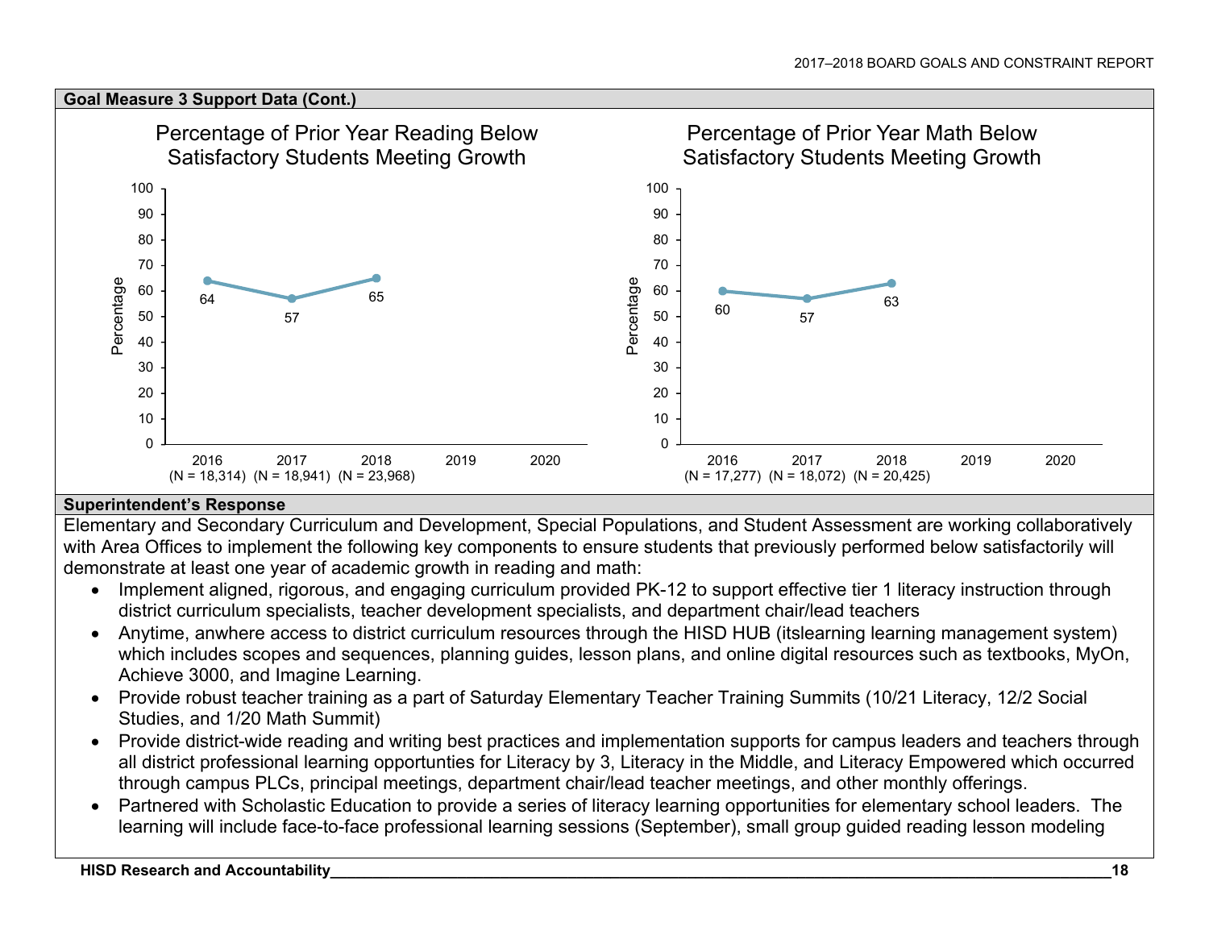**Goal Measure 3 Support Data (Cont.)**

**Percentage of Prior Year Reading Below Satisfactory Students Meeting Growth**

| Year | Percentage |
|---|---|
| 2016 (N = 18,314) | 64 |
| 2017 (N = 18,941) | 57 |
| 2018 (N = 23,968) | 65 |
| 2019 | |
| 2020 | |

**Percentage of Prior Year Math Below Satisfactory Students Meeting Growth**

| Year | Percentage |
|---|---|
| 2016 (N = 17,277) | 60 |
| 2017 (N = 18,072) | 57 |
| 2018 (N = 20,425) | 63 |
| 2019 | |
| 2020 | |

**Superintendent's Response**

Elementary and Secondary Curriculum and Development, Special Populations, and Student Assessment are working collaboratively with Area Offices to implement the following key components to ensure students that previously performed below satisfactorily will demonstrate at least one year of academic growth in reading and math:

- Implement aligned, rigorous, and engaging curriculum provided PK-12 to support effective tier 1 literacy instruction through district curriculum specialists, teacher development specialists, and department chair/lead teachers
- Anytime, anwhere access to district curriculum resources through the HISD HUB (itslearning learning management system) which includes scopes and sequences, planning guides, lesson plans, and online digital resources such as textbooks, MyOn, Achieve 3000, and Imagine Learning.
- Provide robust teacher training as a part of Saturday Elementary Teacher Training Summits (10/21 Literacy, 12/2 Social Studies, and 1/20 Math Summit)
- Provide district-wide reading and writing best practices and implementation supports for campus leaders and teachers through all district professional learning opportunties for Literacy by 3, Literacy in the Middle, and Literacy Empowered which occurred through campus PLCs, principal meetings, department chair/lead teacher meetings, and other monthly offerings.
- Partnered with Scholastic Education to provide a series of literacy learning opportunities for elementary school leaders. The learning will include face-to-face professional learning sessions (September), small group guided reading lesson modeling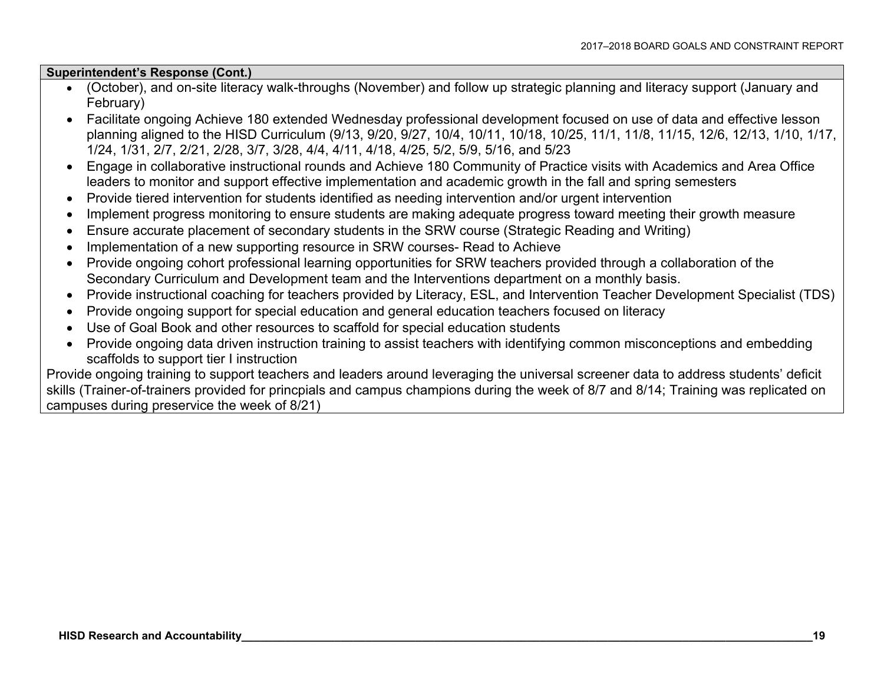**Superintendent's Response (Cont.)**

- (October), and on-site literacy walk-throughs (November) and follow up strategic planning and literacy support (January and February)
- Facilitate ongoing Achieve 180 extended Wednesday professional development focused on use of data and effective lesson planning aligned to the HISD Curriculum (9/13, 9/20, 9/27, 10/4, 10/11, 10/18, 10/25, 11/1, 11/8, 11/15, 12/6, 12/13, 1/10, 1/17, 1/24, 1/31, 2/7, 2/21, 2/28, 3/7, 3/28, 4/4, 4/11, 4/18, 4/25, 5/2, 5/9, 5/16, and 5/23
- Engage in collaborative instructional rounds and Achieve 180 Community of Practice visits with Academics and Area Office leaders to monitor and support effective implementation and academic growth in the fall and spring semesters
- Provide tiered intervention for students identified as needing intervention and/or urgent intervention
- Implement progress monitoring to ensure students are making adequate progress toward meeting their growth measure
- Ensure accurate placement of secondary students in the SRW course (Strategic Reading and Writing)
- Implementation of a new supporting resource in SRW courses- Read to Achieve
- Provide ongoing cohort professional learning opportunities for SRW teachers provided through a collaboration of the Secondary Curriculum and Development team and the Interventions department on a monthly basis.
- Provide instructional coaching for teachers provided by Literacy, ESL, and Intervention Teacher Development Specialist (TDS)
- Provide ongoing support for special education and general education teachers focused on literacy
- Use of Goal Book and other resources to scaffold for special education students
- Provide ongoing data driven instruction training to assist teachers with identifying common misconceptions and embedding scaffolds to support tier I instruction

Provide ongoing training to support teachers and leaders around leveraging the universal screener data to address students' deficit skills (Trainer-of-trainers provided for princpials and campus champions during the week of 8/7 and 8/14; Training was replicated on campuses during preservice the week of 8/21)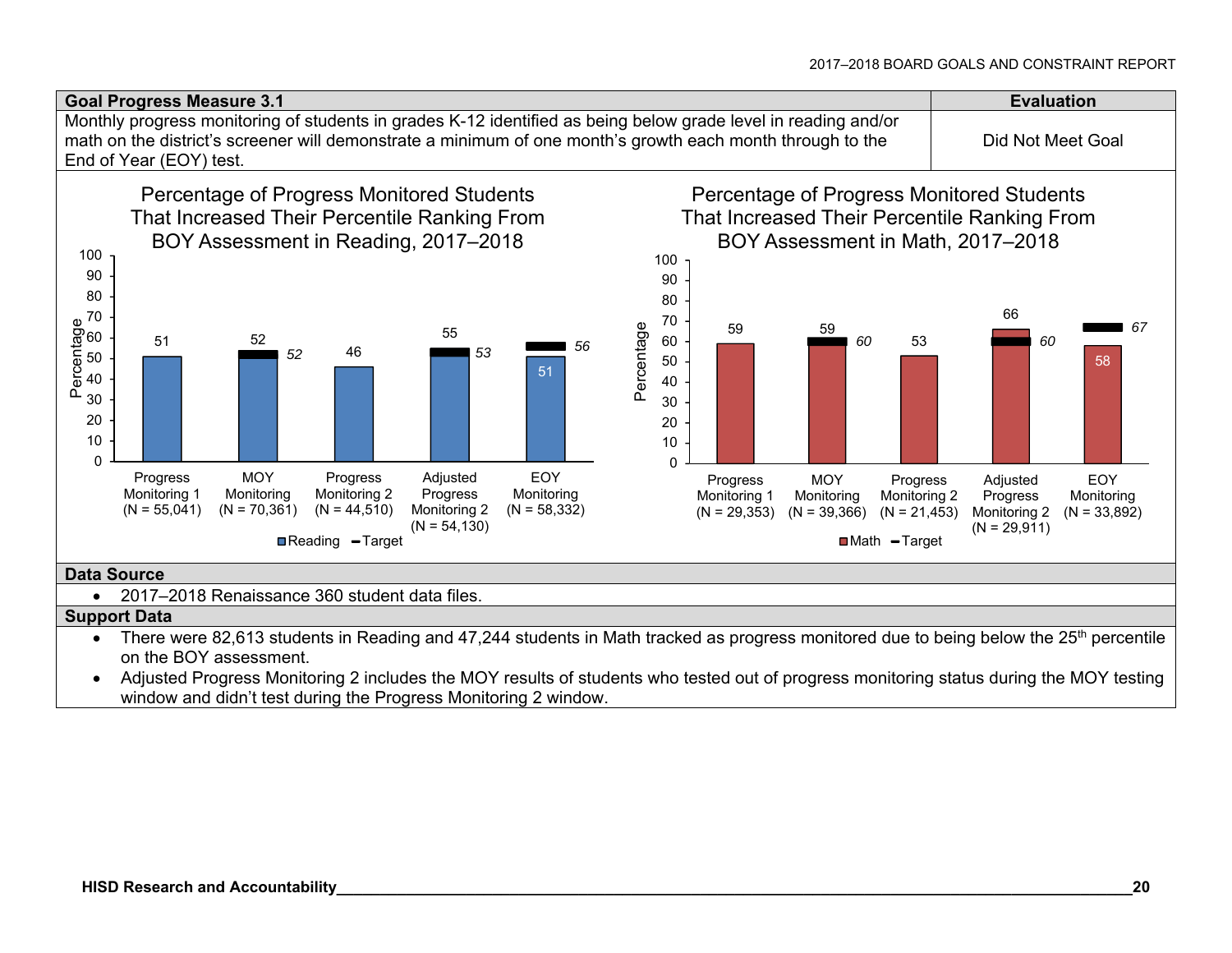| Goal Progress Measure 3.1 | Evaluation |
|---|---|
| Monthly progress monitoring of students in grades K-12 identified as being below grade level in reading and/or math on the district's screener will demonstrate a minimum of one month's growth each month through to the End of Year (EOY) test. | Did Not Meet Goal |

**Percentage of Progress Monitored Students That Increased Their Percentile Ranking From BOY Assessment in Reading, 2017–2018**

| | Progress Monitoring 1 (N = 55,041) | MOY Monitoring (N = 70,361) | Progress Monitoring 2 (N = 44,510) | Adjusted Progress Monitoring 2 (N = 54,130) | EOY Monitoring (N = 58,332) |
|---|---|---|---|---|---|
| Reading | 51 | 52 | 46 | 55 | 51 |
| Target | | 52 | | 53 | 56 |

**Percentage of Progress Monitored Students That Increased Their Percentile Ranking From BOY Assessment in Math, 2017–2018**

| | Progress Monitoring 1 (N = 29,353) | MOY Monitoring (N = 39,366) | Progress Monitoring 2 (N = 21,453) | Adjusted Progress Monitoring 2 (N = 29,911) | EOY Monitoring (N = 33,892) |
|---|---|---|---|---|---|
| Math | 59 | 59 | 53 | 66 | 58 |
| Target | | 60 | | 60 | 67 |

**Data Source**

- 2017–2018 Renaissance 360 student data files.

**Support Data**

- There were 82,613 students in Reading and 47,244 students in Math tracked as progress monitored due to being below the 25th percentile on the BOY assessment.
- Adjusted Progress Monitoring 2 includes the MOY results of students who tested out of progress monitoring status during the MOY testing window and didn't test during the Progress Monitoring 2 window.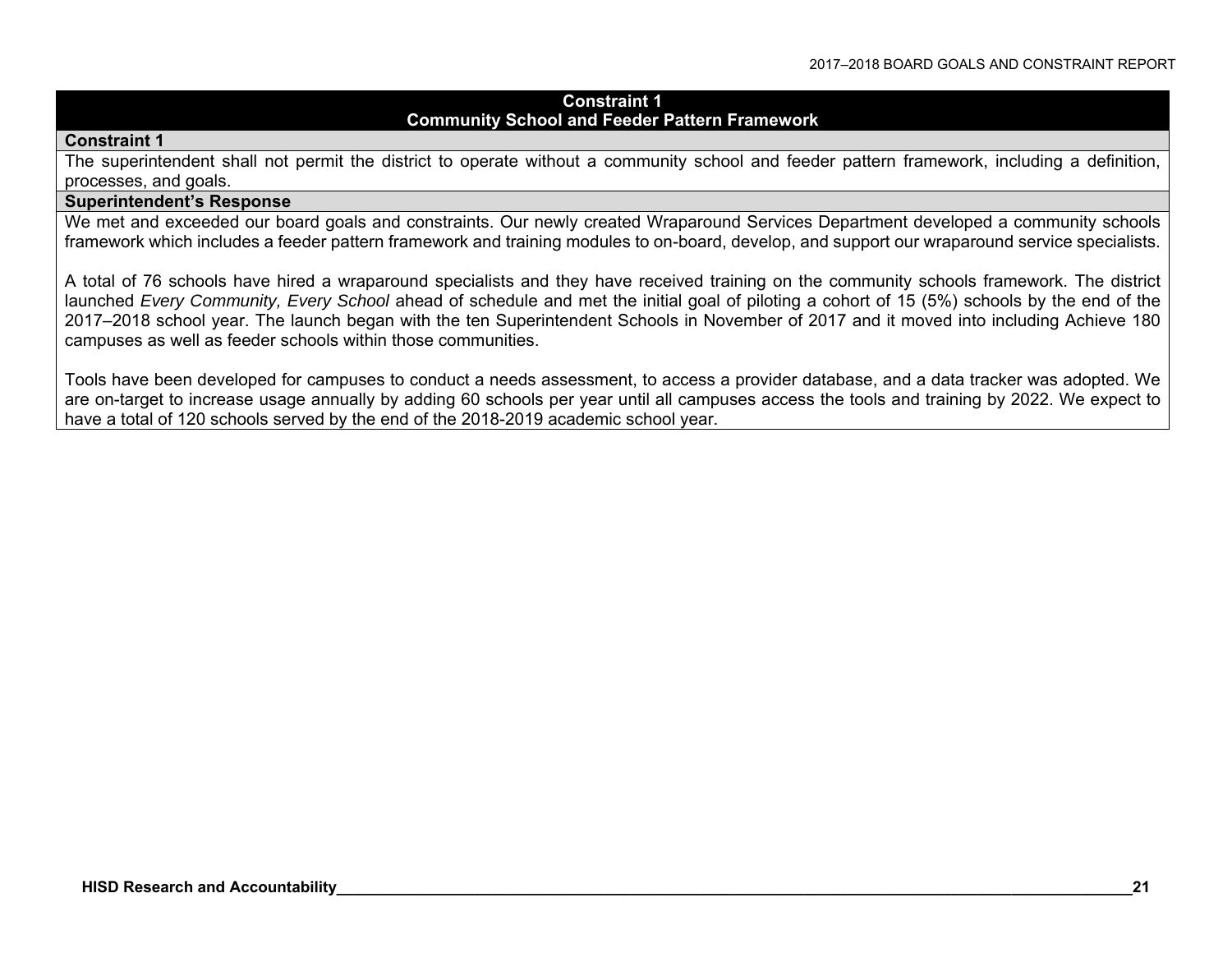## Constraint 1
## Community School and Feeder Pattern Framework

**Constraint 1**

The superintendent shall not permit the district to operate without a community school and feeder pattern framework, including a definition, processes, and goals.

**Superintendent's Response**

We met and exceeded our board goals and constraints. Our newly created Wraparound Services Department developed a community schools framework which includes a feeder pattern framework and training modules to on-board, develop, and support our wraparound service specialists.

A total of 76 schools have hired a wraparound specialists and they have received training on the community schools framework. The district launched *Every Community, Every School* ahead of schedule and met the initial goal of piloting a cohort of 15 (5%) schools by the end of the 2017–2018 school year. The launch began with the ten Superintendent Schools in November of 2017 and it moved into including Achieve 180 campuses as well as feeder schools within those communities.

Tools have been developed for campuses to conduct a needs assessment, to access a provider database, and a data tracker was adopted. We are on-target to increase usage annually by adding 60 schools per year until all campuses access the tools and training by 2022. We expect to have a total of 120 schools served by the end of the 2018-2019 academic school year.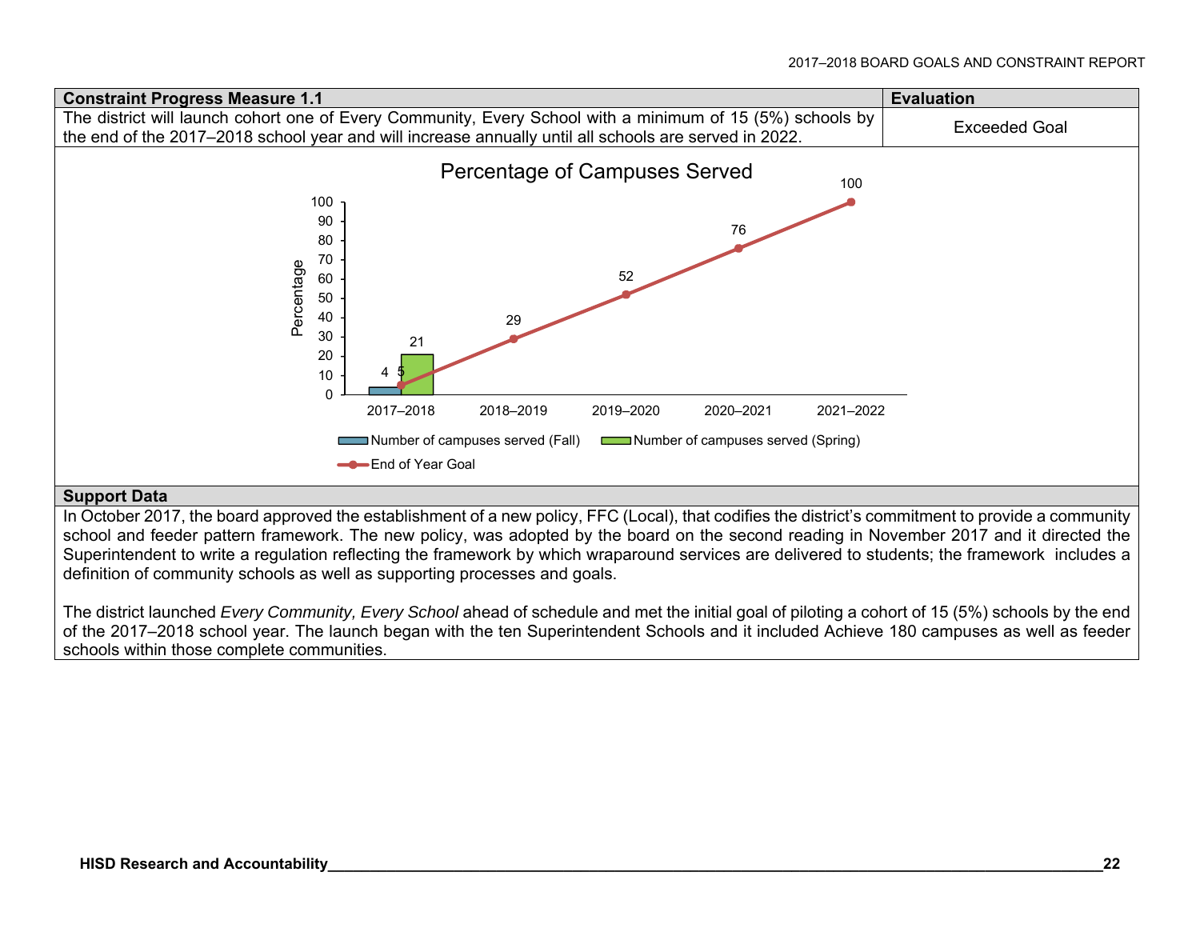| Constraint Progress Measure 1.1 | Evaluation |
|---|---|
| The district will launch cohort one of Every Community, Every School with a minimum of 15 (5%) schools by the end of the 2017–2018 school year and will increase annually until all schools are served in 2022. | Exceeded Goal |

**Percentage of Campuses Served**

| Year | Number of campuses served (Fall) | Number of campuses served (Spring) | End of Year Goal |
|---|---|---|---|
| 2017–2018 | 4 | 21 | 5 |
| 2018–2019 | | | 29 |
| 2019–2020 | | | 52 |
| 2020–2021 | | | 76 |
| 2021–2022 | | | 100 |

## Support Data

In October 2017, the board approved the establishment of a new policy, FFC (Local), that codifies the district's commitment to provide a community school and feeder pattern framework. The new policy, was adopted by the board on the second reading in November 2017 and it directed the Superintendent to write a regulation reflecting the framework by which wraparound services are delivered to students; the framework includes a definition of community schools as well as supporting processes and goals.

The district launched *Every Community, Every School* ahead of schedule and met the initial goal of piloting a cohort of 15 (5%) schools by the end of the 2017–2018 school year. The launch began with the ten Superintendent Schools and it included Achieve 180 campuses as well as feeder schools within those complete communities.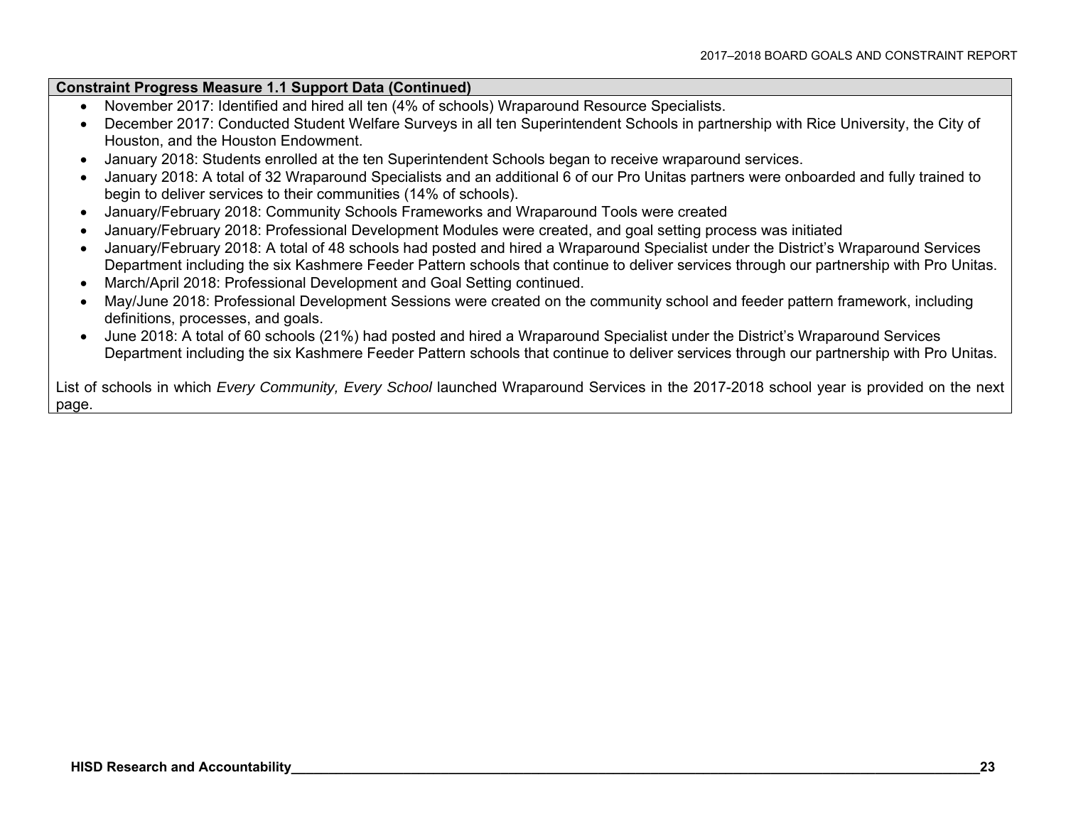**Constraint Progress Measure 1.1 Support Data (Continued)**

- November 2017: Identified and hired all ten (4% of schools) Wraparound Resource Specialists.
- December 2017: Conducted Student Welfare Surveys in all ten Superintendent Schools in partnership with Rice University, the City of Houston, and the Houston Endowment.
- January 2018: Students enrolled at the ten Superintendent Schools began to receive wraparound services.
- January 2018: A total of 32 Wraparound Specialists and an additional 6 of our Pro Unitas partners were onboarded and fully trained to begin to deliver services to their communities (14% of schools).
- January/February 2018: Community Schools Frameworks and Wraparound Tools were created
- January/February 2018: Professional Development Modules were created, and goal setting process was initiated
- January/February 2018: A total of 48 schools had posted and hired a Wraparound Specialist under the District's Wraparound Services Department including the six Kashmere Feeder Pattern schools that continue to deliver services through our partnership with Pro Unitas.
- March/April 2018: Professional Development and Goal Setting continued.
- May/June 2018: Professional Development Sessions were created on the community school and feeder pattern framework, including definitions, processes, and goals.
- June 2018: A total of 60 schools (21%) had posted and hired a Wraparound Specialist under the District's Wraparound Services Department including the six Kashmere Feeder Pattern schools that continue to deliver services through our partnership with Pro Unitas.

List of schools in which *Every Community, Every School* launched Wraparound Services in the 2017-2018 school year is provided on the next page.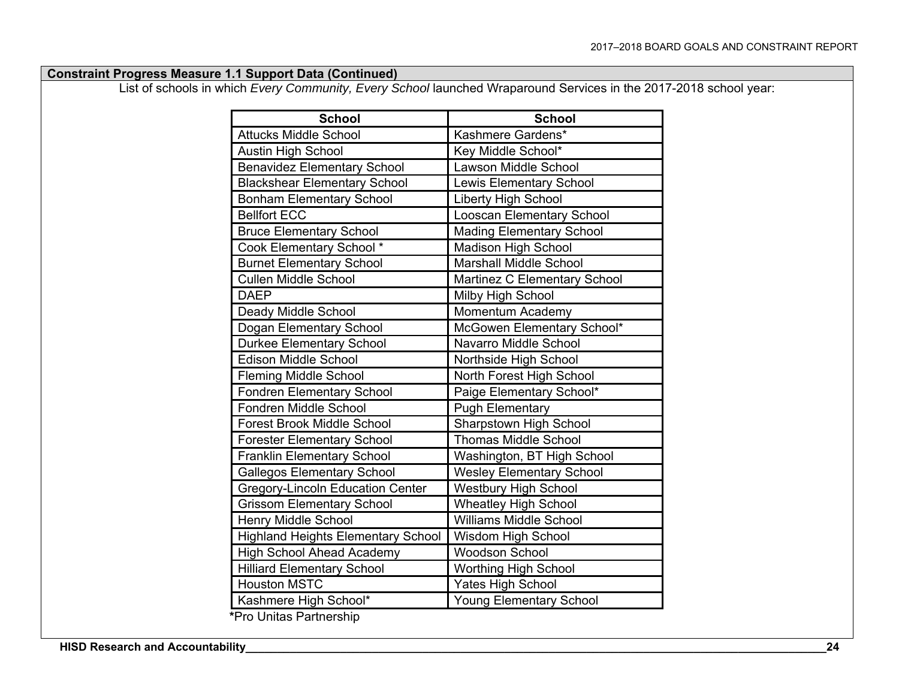**Constraint Progress Measure 1.1 Support Data (Continued)**

List of schools in which *Every Community, Every School* launched Wraparound Services in the 2017-2018 school year:

| School | School |
|---|---|
| Attucks Middle School | Kashmere Gardens* |
| Austin High School | Key Middle School* |
| Benavidez Elementary School | Lawson Middle School |
| Blackshear Elementary School | Lewis Elementary School |
| Bonham Elementary School | Liberty High School |
| Bellfort ECC | Looscan Elementary School |
| Bruce Elementary School | Mading Elementary School |
| Cook Elementary School * | Madison High School |
| Burnet Elementary School | Marshall Middle School |
| Cullen Middle School | Martinez C Elementary School |
| DAEP | Milby High School |
| Deady Middle School | Momentum Academy |
| Dogan Elementary School | McGowen Elementary School* |
| Durkee Elementary School | Navarro Middle School |
| Edison Middle School | Northside High School |
| Fleming Middle School | North Forest High School |
| Fondren Elementary School | Paige Elementary School* |
| Fondren Middle School | Pugh Elementary |
| Forest Brook Middle School | Sharpstown High School |
| Forester Elementary School | Thomas Middle School |
| Franklin Elementary School | Washington, BT High School |
| Gallegos Elementary School | Wesley Elementary School |
| Gregory-Lincoln Education Center | Westbury High School |
| Grissom Elementary School | Wheatley High School |
| Henry Middle School | Williams Middle School |
| Highland Heights Elementary School | Wisdom High School |
| High School Ahead Academy | Woodson School |
| Hilliard Elementary School | Worthing High School |
| Houston MSTC | Yates High School |
| Kashmere High School* | Young Elementary School |

**\***Pro Unitas Partnership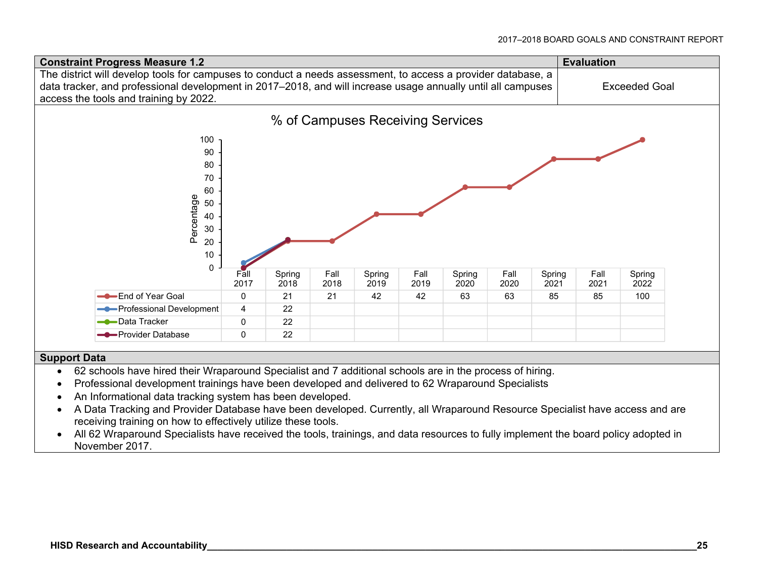| Constraint Progress Measure 1.2 | Evaluation |
|---|---|
| The district will develop tools for campuses to conduct a needs assessment, to access a provider database, a data tracker, and professional development in 2017–2018, and will increase usage annually until all campuses access the tools and training by 2022. | Exceeded Goal |

**% of Campuses Receiving Services**

| | Fall 2017 | Spring 2018 | Fall 2018 | Spring 2019 | Fall 2019 | Spring 2020 | Fall 2020 | Spring 2021 | Fall 2021 | Spring 2022 |
|---|---|---|---|---|---|---|---|---|---|---|
| End of Year Goal | 0 | 21 | 21 | 42 | 42 | 63 | 63 | 85 | 85 | 100 |
| Professional Development | 4 | 22 | | | | | | | | |
| Data Tracker | 0 | 22 | | | | | | | | |
| Provider Database | 0 | 22 | | | | | | | | |

**Support Data**

- 62 schools have hired their Wraparound Specialist and 7 additional schools are in the process of hiring.
- Professional development trainings have been developed and delivered to 62 Wraparound Specialists
- An Informational data tracking system has been developed.
- A Data Tracking and Provider Database have been developed. Currently, all Wraparound Resource Specialist have access and are receiving training on how to effectively utilize these tools.
- All 62 Wraparound Specialists have received the tools, trainings, and data resources to fully implement the board policy adopted in November 2017.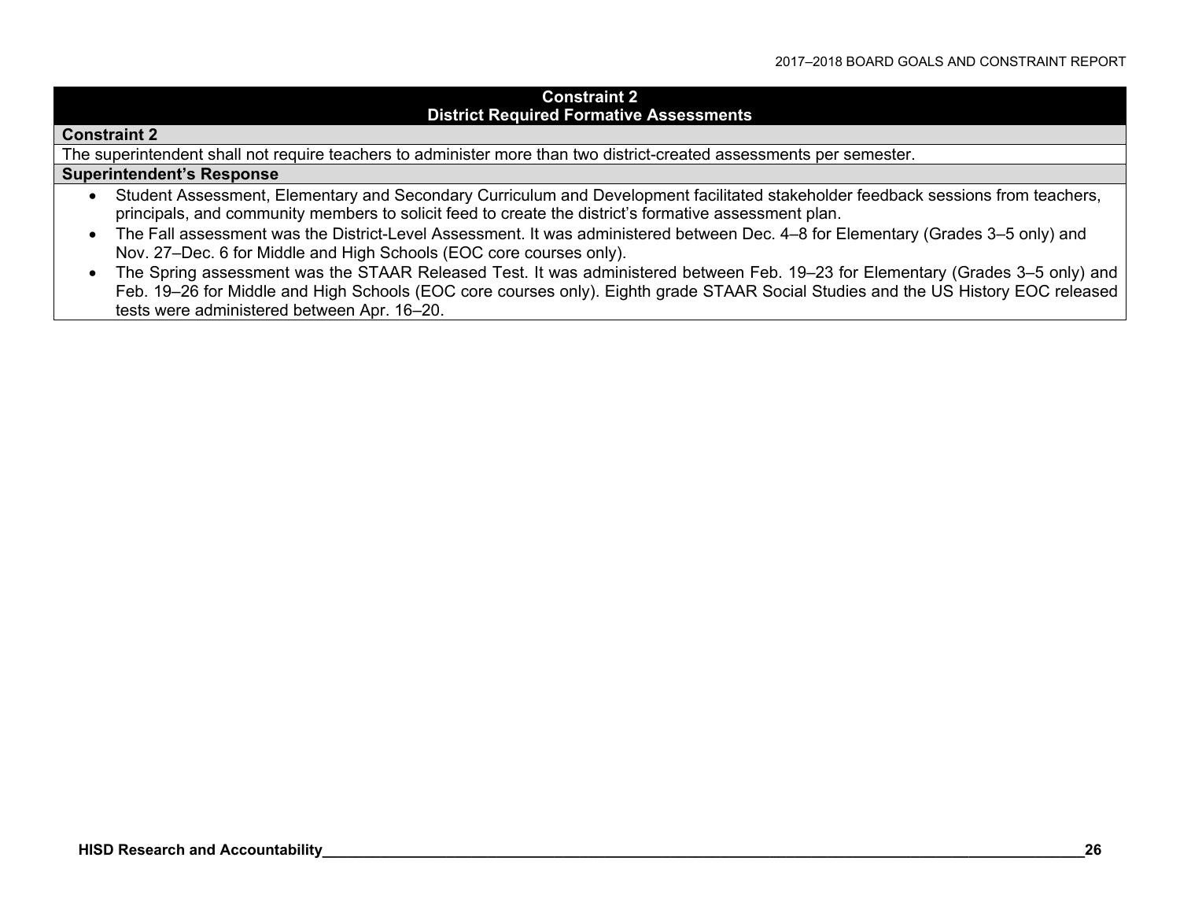## Constraint 2
## District Required Formative Assessments

**Constraint 2**

The superintendent shall not require teachers to administer more than two district-created assessments per semester.

**Superintendent's Response**

- Student Assessment, Elementary and Secondary Curriculum and Development facilitated stakeholder feedback sessions from teachers, principals, and community members to solicit feed to create the district's formative assessment plan.
- The Fall assessment was the District-Level Assessment. It was administered between Dec. 4–8 for Elementary (Grades 3–5 only) and Nov. 27–Dec. 6 for Middle and High Schools (EOC core courses only).
- The Spring assessment was the STAAR Released Test. It was administered between Feb. 19–23 for Elementary (Grades 3–5 only) and Feb. 19–26 for Middle and High Schools (EOC core courses only). Eighth grade STAAR Social Studies and the US History EOC released tests were administered between Apr. 16–20.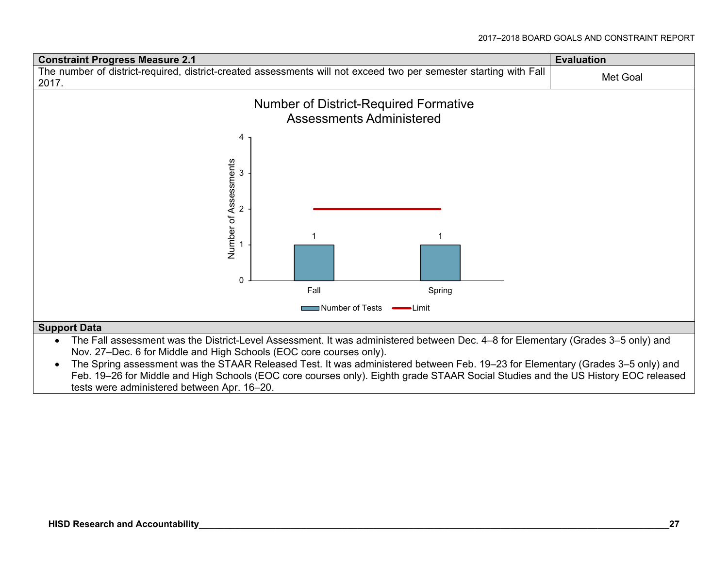| Constraint Progress Measure 2.1 | Evaluation |
| --- | --- |
| The number of district-required, district-created assessments will not exceed two per semester starting with Fall 2017. | Met Goal |

**Number of District-Required Formative Assessments Administered**

| | Number of Tests | Limit |
| --- | --- | --- |
| Fall | 1 | 2 |
| Spring | 1 | 2 |

**Support Data**

- The Fall assessment was the District-Level Assessment. It was administered between Dec. 4–8 for Elementary (Grades 3–5 only) and Nov. 27–Dec. 6 for Middle and High Schools (EOC core courses only).
- The Spring assessment was the STAAR Released Test. It was administered between Feb. 19–23 for Elementary (Grades 3–5 only) and Feb. 19–26 for Middle and High Schools (EOC core courses only). Eighth grade STAAR Social Studies and the US History EOC released tests were administered between Apr. 16–20.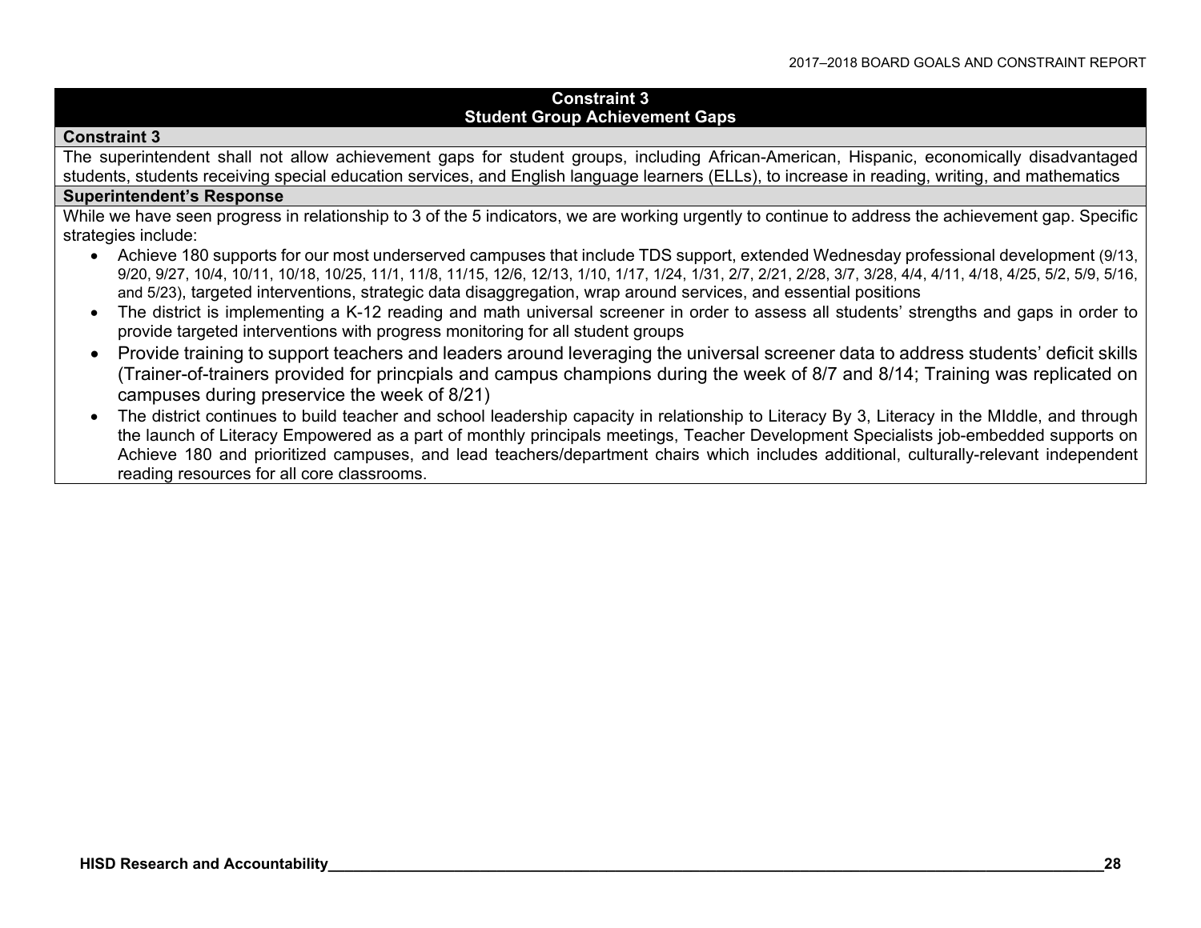## Constraint 3
## Student Group Achievement Gaps

**Constraint 3**

The superintendent shall not allow achievement gaps for student groups, including African-American, Hispanic, economically disadvantaged students, students receiving special education services, and English language learners (ELLs), to increase in reading, writing, and mathematics

**Superintendent's Response**

While we have seen progress in relationship to 3 of the 5 indicators, we are working urgently to continue to address the achievement gap. Specific strategies include:

- Achieve 180 supports for our most underserved campuses that include TDS support, extended Wednesday professional development (9/13, 9/20, 9/27, 10/4, 10/11, 10/18, 10/25, 11/1, 11/8, 11/15, 12/6, 12/13, 1/10, 1/17, 1/24, 1/31, 2/7, 2/21, 2/28, 3/7, 3/28, 4/4, 4/11, 4/18, 4/25, 5/2, 5/9, 5/16, and 5/23), targeted interventions, strategic data disaggregation, wrap around services, and essential positions
- The district is implementing a K-12 reading and math universal screener in order to assess all students' strengths and gaps in order to provide targeted interventions with progress monitoring for all student groups
- Provide training to support teachers and leaders around leveraging the universal screener data to address students' deficit skills (Trainer-of-trainers provided for princpials and campus champions during the week of 8/7 and 8/14; Training was replicated on campuses during preservice the week of 8/21)
- The district continues to build teacher and school leadership capacity in relationship to Literacy By 3, Literacy in the MIddle, and through the launch of Literacy Empowered as a part of monthly principals meetings, Teacher Development Specialists job-embedded supports on Achieve 180 and prioritized campuses, and lead teachers/department chairs which includes additional, culturally-relevant independent reading resources for all core classrooms.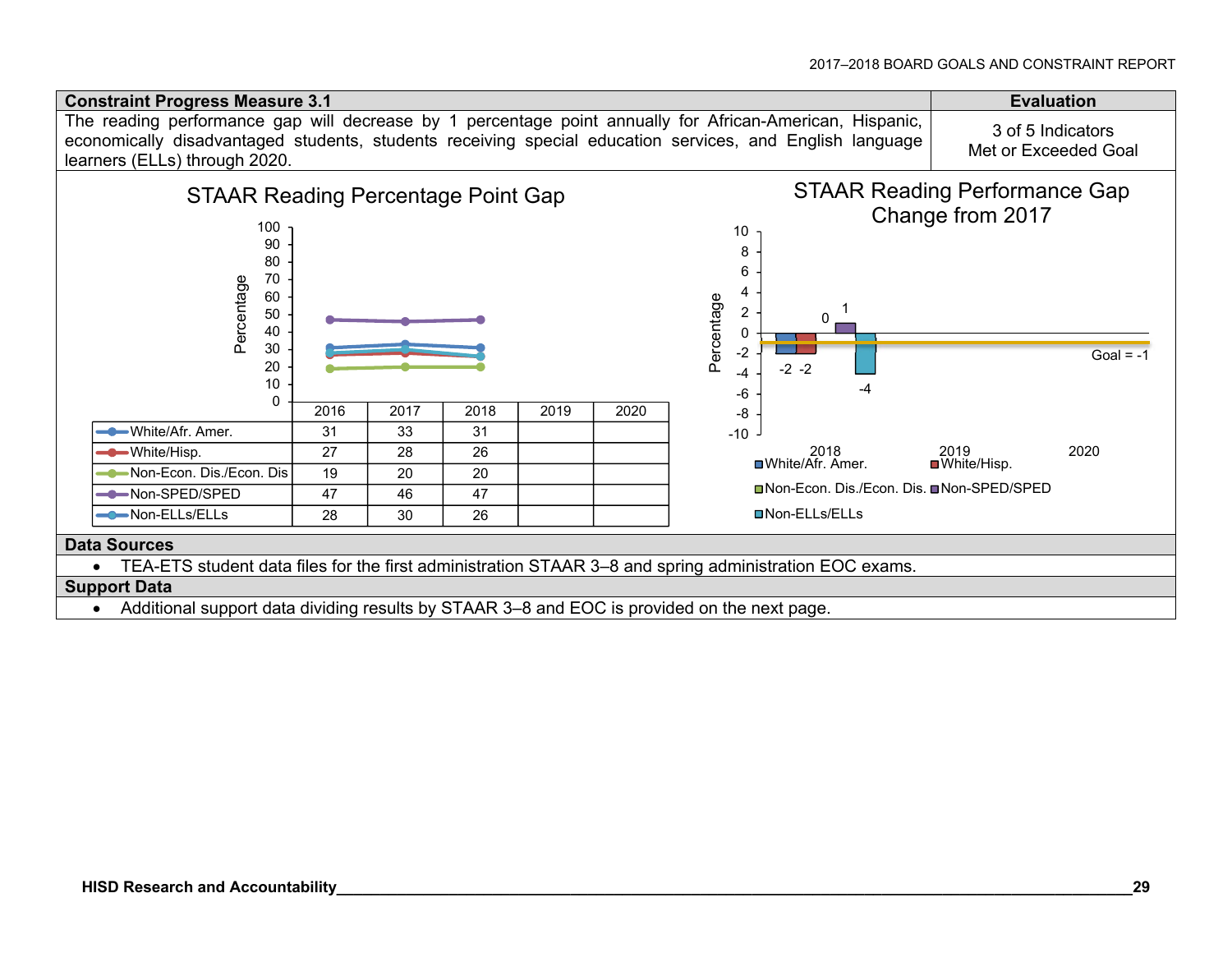| Constraint Progress Measure 3.1 | Evaluation |
| --- | --- |
| The reading performance gap will decrease by 1 percentage point annually for African-American, Hispanic, economically disadvantaged students, students receiving special education services, and English language learners (ELLs) through 2020. | 3 of 5 Indicators Met or Exceeded Goal |

**STAAR Reading Percentage Point Gap**

| | 2016 | 2017 | 2018 | 2019 | 2020 |
| --- | --- | --- | --- | --- | --- |
| White/Afr. Amer. | 31 | 33 | 31 | | |
| White/Hisp. | 27 | 28 | 26 | | |
| Non-Econ. Dis./Econ. Dis | 19 | 20 | 20 | | |
| Non-SPED/SPED | 47 | 46 | 47 | | |
| Non-ELLs/ELLs | 28 | 30 | 26 | | |

**STAAR Reading Performance Gap Change from 2017**

| | 2018 | 2019 | 2020 |
| --- | --- | --- | --- |
| White/Afr. Amer. | -2 | | |
| White/Hisp. | -2 | | |
| Non-Econ. Dis./Econ. Dis. | 0 | | |
| Non-SPED/SPED | 1 | | |
| Non-ELLs/ELLs | -4 | | |

Goal = -1

## Data Sources

- TEA-ETS student data files for the first administration STAAR 3–8 and spring administration EOC exams.

## Support Data

- Additional support data dividing results by STAAR 3–8 and EOC is provided on the next page.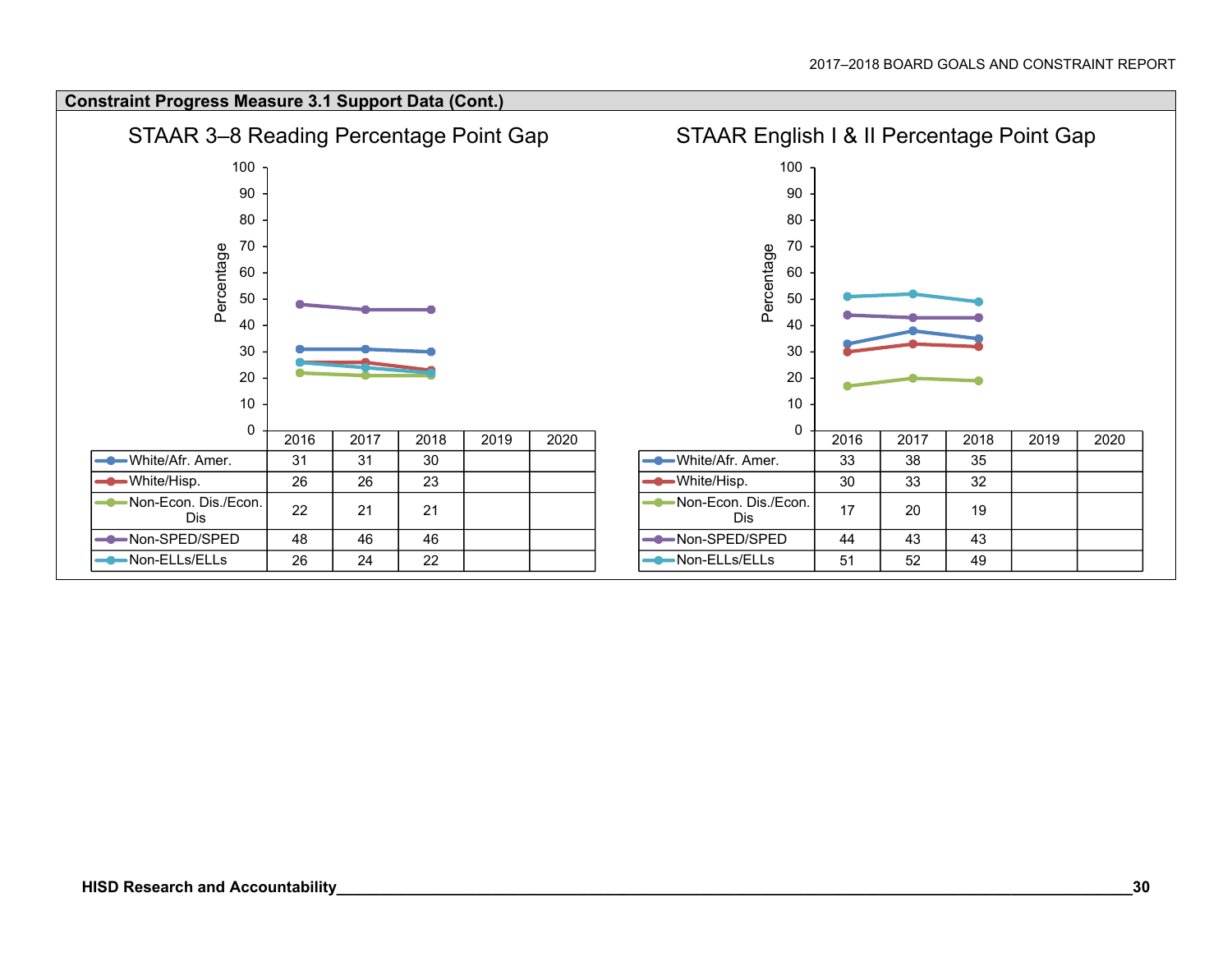## Constraint Progress Measure 3.1 Support Data (Cont.)

### STAAR 3–8 Reading Percentage Point Gap

| | 2016 | 2017 | 2018 | 2019 | 2020 |
|---|---|---|---|---|---|
| White/Afr. Amer. | 31 | 31 | 30 | | |
| White/Hisp. | 26 | 26 | 23 | | |
| Non-Econ. Dis./Econ. Dis | 22 | 21 | 21 | | |
| Non-SPED/SPED | 48 | 46 | 46 | | |
| Non-ELLs/ELLs | 26 | 24 | 22 | | |

### STAAR English I & II Percentage Point Gap

| | 2016 | 2017 | 2018 | 2019 | 2020 |
|---|---|---|---|---|---|
| White/Afr. Amer. | 33 | 38 | 35 | | |
| White/Hisp. | 30 | 33 | 32 | | |
| Non-Econ. Dis./Econ. Dis | 17 | 20 | 19 | | |
| Non-SPED/SPED | 44 | 43 | 43 | | |
| Non-ELLs/ELLs | 51 | 52 | 49 | | |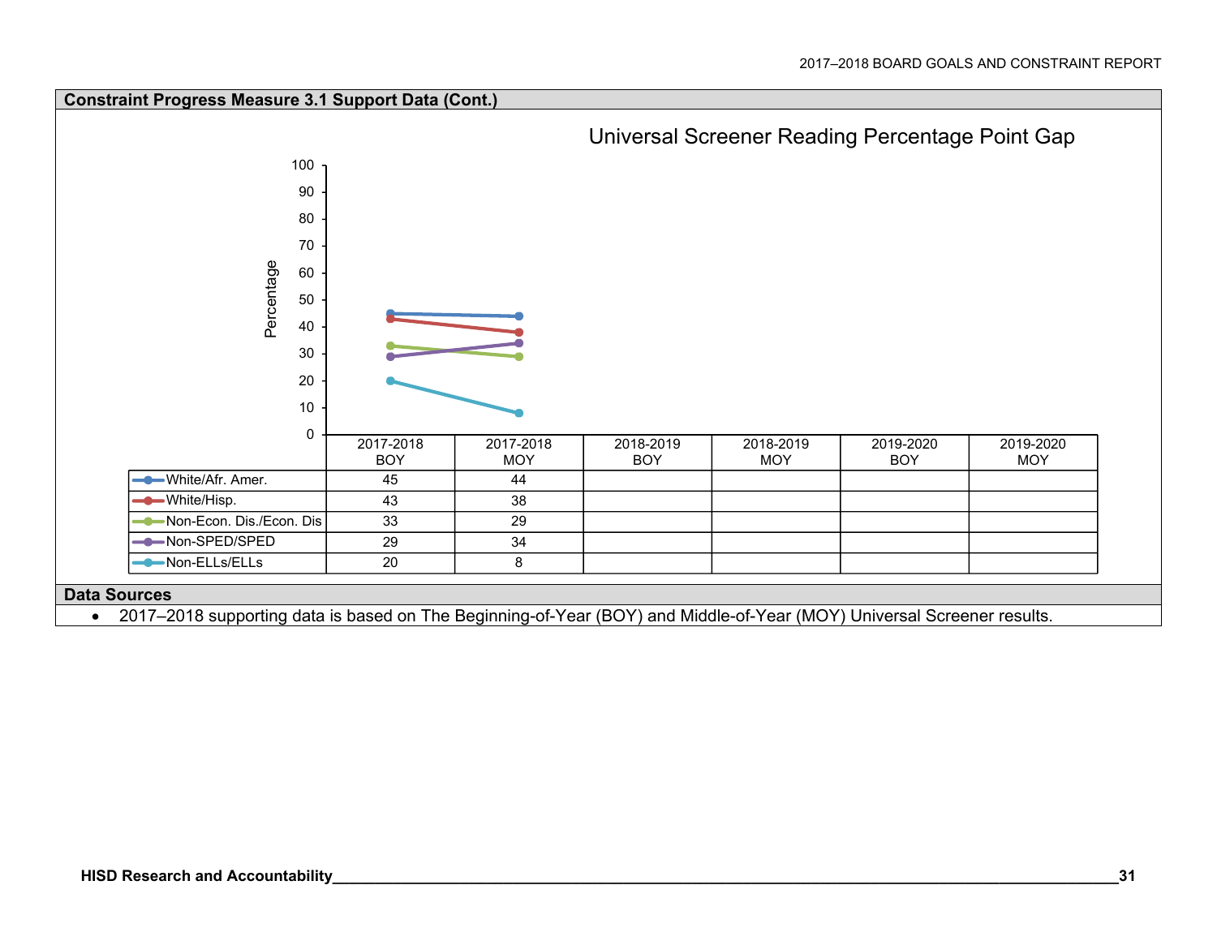## Constraint Progress Measure 3.1 Support Data (Cont.)

### Universal Screener Reading Percentage Point Gap

| | 2017-2018 BOY | 2017-2018 MOY | 2018-2019 BOY | 2018-2019 MOY | 2019-2020 BOY | 2019-2020 MOY |
|---|---|---|---|---|---|---|
| White/Afr. Amer. | 45 | 44 | | | | |
| White/Hisp. | 43 | 38 | | | | |
| Non-Econ. Dis./Econ. Dis | 33 | 29 | | | | |
| Non-SPED/SPED | 29 | 34 | | | | |
| Non-ELLs/ELLs | 20 | 8 | | | | |

## Data Sources

- 2017–2018 supporting data is based on The Beginning-of-Year (BOY) and Middle-of-Year (MOY) Universal Screener results.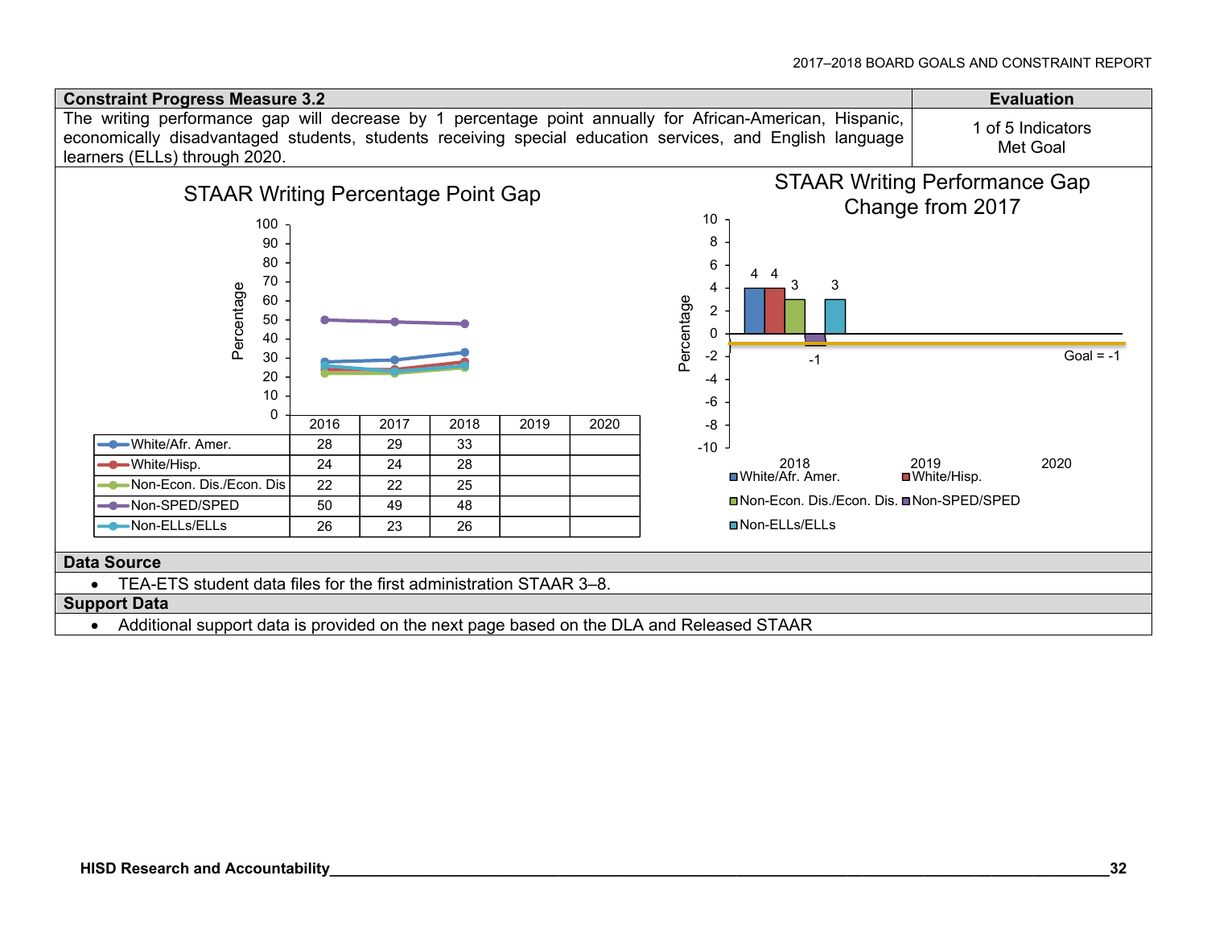| Constraint Progress Measure 3.2 | Evaluation |
|---|---|
| The writing performance gap will decrease by 1 percentage point annually for African-American, Hispanic, economically disadvantaged students, students receiving special education services, and English language learners (ELLs) through 2020. | 1 of 5 Indicators Met Goal |

**STAAR Writing Percentage Point Gap**

| | 2016 | 2017 | 2018 | 2019 | 2020 |
|---|---|---|---|---|---|
| White/Afr. Amer. | 28 | 29 | 33 | | |
| White/Hisp. | 24 | 24 | 28 | | |
| Non-Econ. Dis./Econ. Dis | 22 | 22 | 25 | | |
| Non-SPED/SPED | 50 | 49 | 48 | | |
| Non-ELLs/ELLs | 26 | 23 | 26 | | |

**STAAR Writing Performance Gap Change from 2017**

| | 2018 | 2019 | 2020 |
|---|---|---|---|
| White/Afr. Amer. | 4 | | |
| White/Hisp. | 4 | | |
| Non-Econ. Dis./Econ. Dis. | 3 | | |
| Non-SPED/SPED | -1 | | |
| Non-ELLs/ELLs | 3 | | |

Goal = -1

**Data Source**

- TEA-ETS student data files for the first administration STAAR 3–8.

**Support Data**

- Additional support data is provided on the next page based on the DLA and Released STAAR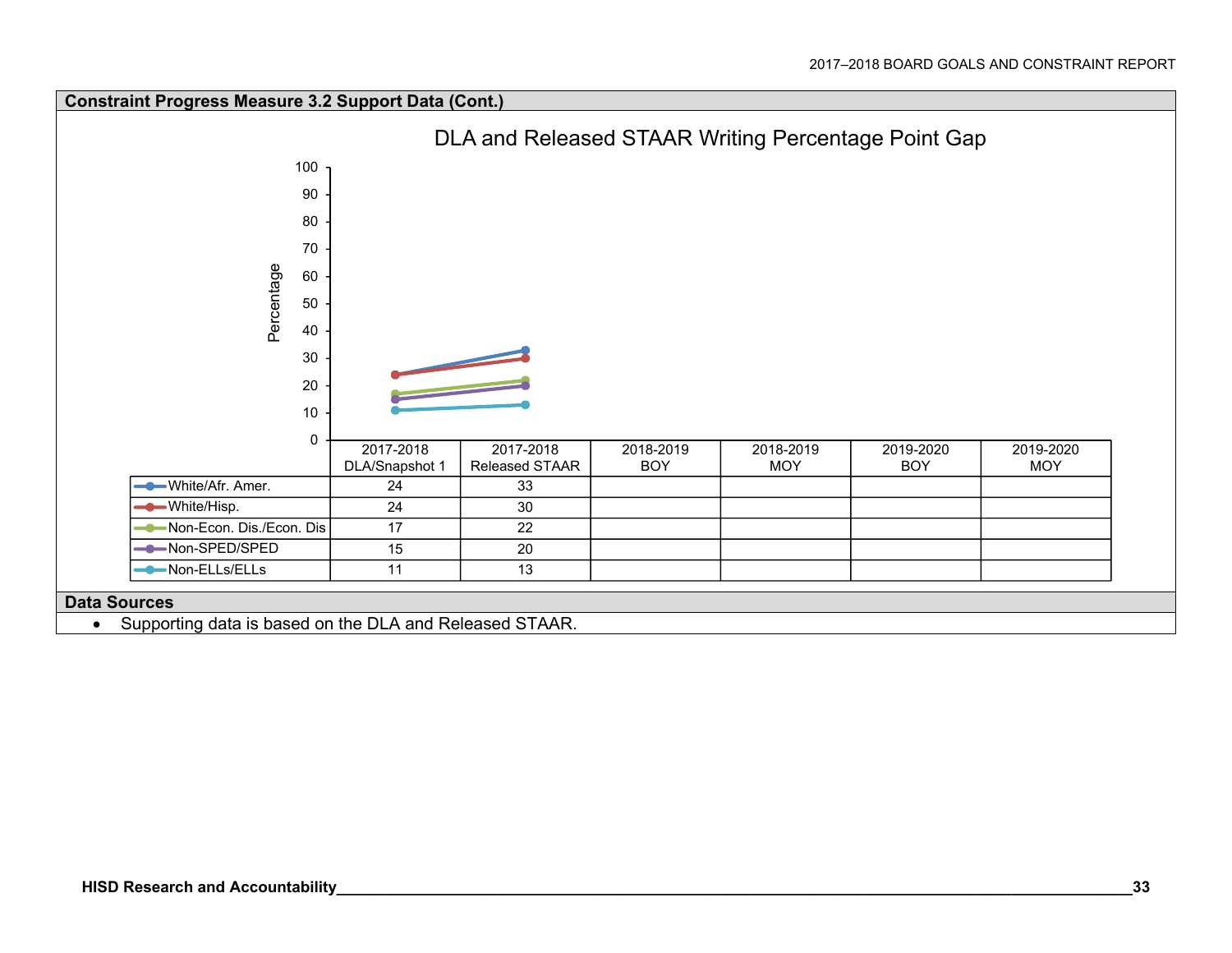**Constraint Progress Measure 3.2 Support Data (Cont.)**

## DLA and Released STAAR Writing Percentage Point Gap

| | 2017-2018 DLA/Snapshot 1 | 2017-2018 Released STAAR | 2018-2019 BOY | 2018-2019 MOY | 2019-2020 BOY | 2019-2020 MOY |
|---|---|---|---|---|---|---|
| White/Afr. Amer. | 24 | 33 | | | | |
| White/Hisp. | 24 | 30 | | | | |
| Non-Econ. Dis./Econ. Dis | 17 | 22 | | | | |
| Non-SPED/SPED | 15 | 20 | | | | |
| Non-ELLs/ELLs | 11 | 13 | | | | |

**Data Sources**

- Supporting data is based on the DLA and Released STAAR.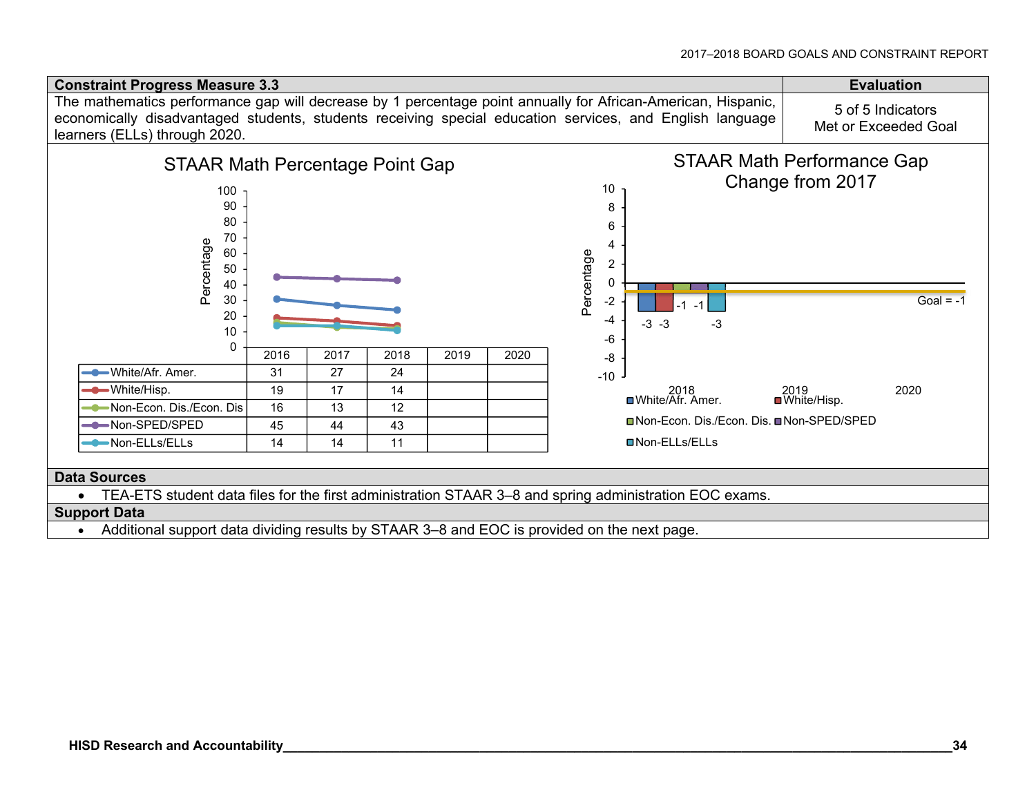| Constraint Progress Measure 3.3 | Evaluation |
|---|---|
| The mathematics performance gap will decrease by 1 percentage point annually for African-American, Hispanic, economically disadvantaged students, students receiving special education services, and English language learners (ELLs) through 2020. | 5 of 5 Indicators Met or Exceeded Goal |

**STAAR Math Percentage Point Gap**

| | 2016 | 2017 | 2018 | 2019 | 2020 |
|---|---|---|---|---|---|
| White/Afr. Amer. | 31 | 27 | 24 | | |
| White/Hisp. | 19 | 17 | 14 | | |
| Non-Econ. Dis./Econ. Dis | 16 | 13 | 12 | | |
| Non-SPED/SPED | 45 | 44 | 43 | | |
| Non-ELLs/ELLs | 14 | 14 | 11 | | |

**STAAR Math Performance Gap Change from 2017**

| | 2018 | 2019 | 2020 |
|---|---|---|---|
| White/Afr. Amer. | -3 | | |
| White/Hisp. | -3 | | |
| Non-Econ. Dis./Econ. Dis. | -1 | | |
| Non-SPED/SPED | -1 | | |
| Non-ELLs/ELLs | -3 | | |

Goal = -1

## Data Sources

- TEA-ETS student data files for the first administration STAAR 3–8 and spring administration EOC exams.

## Support Data

- Additional support data dividing results by STAAR 3–8 and EOC is provided on the next page.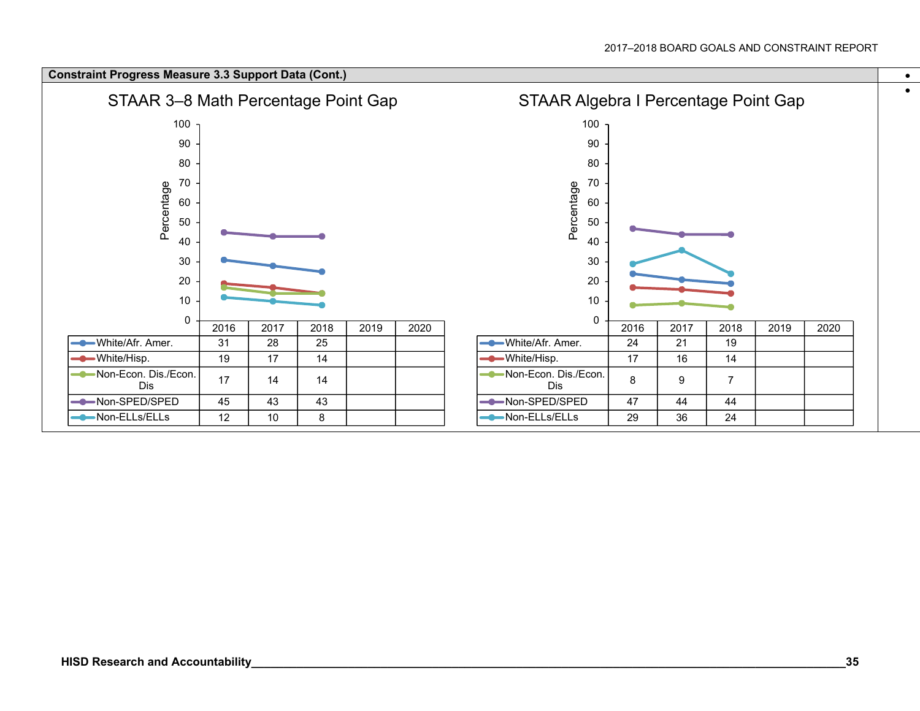**Constraint Progress Measure 3.3 Support Data (Cont.)**

### STAAR 3–8 Math Percentage Point Gap

| | 2016 | 2017 | 2018 | 2019 | 2020 |
|---|---|---|---|---|---|
| White/Afr. Amer. | 31 | 28 | 25 | | |
| White/Hisp. | 19 | 17 | 14 | | |
| Non-Econ. Dis./Econ. Dis | 17 | 14 | 14 | | |
| Non-SPED/SPED | 45 | 43 | 43 | | |
| Non-ELLs/ELLs | 12 | 10 | 8 | | |

### STAAR Algebra I Percentage Point Gap

| | 2016 | 2017 | 2018 | 2019 | 2020 |
|---|---|---|---|---|---|
| White/Afr. Amer. | 24 | 21 | 19 | | |
| White/Hisp. | 17 | 16 | 14 | | |
| Non-Econ. Dis./Econ. Dis | 8 | 9 | 7 | | |
| Non-SPED/SPED | 47 | 44 | 44 | | |
| Non-ELLs/ELLs | 29 | 36 | 24 | | |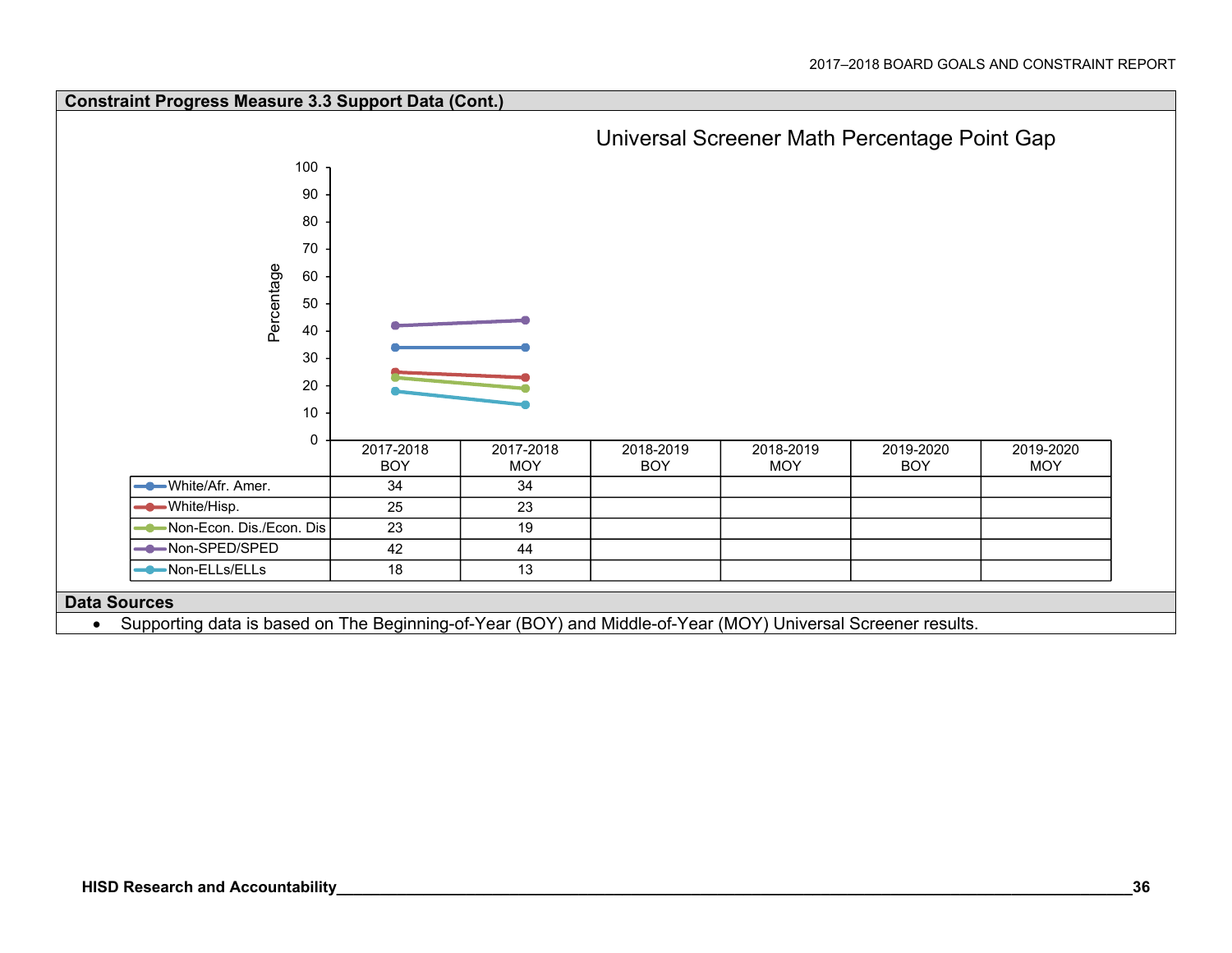**Constraint Progress Measure 3.3 Support Data (Cont.)**

**Universal Screener Math Percentage Point Gap**

| | 2017-2018 BOY | 2017-2018 MOY | 2018-2019 BOY | 2018-2019 MOY | 2019-2020 BOY | 2019-2020 MOY |
|---|---|---|---|---|---|---|
| White/Afr. Amer. | 34 | 34 | | | | |
| White/Hisp. | 25 | 23 | | | | |
| Non-Econ. Dis./Econ. Dis | 23 | 19 | | | | |
| Non-SPED/SPED | 42 | 44 | | | | |
| Non-ELLs/ELLs | 18 | 13 | | | | |

**Data Sources**

- Supporting data is based on The Beginning-of-Year (BOY) and Middle-of-Year (MOY) Universal Screener results.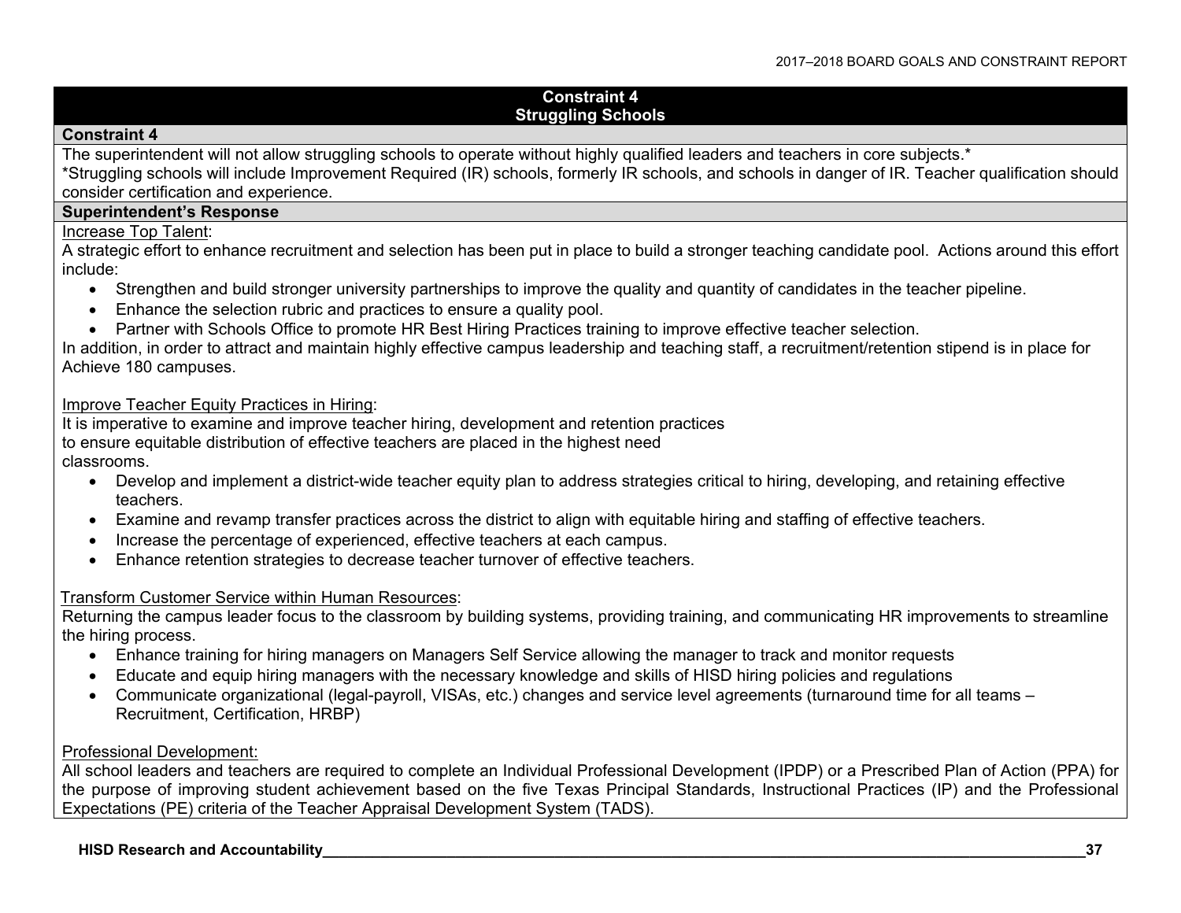## Constraint 4
## Struggling Schools

**Constraint 4**

The superintendent will not allow struggling schools to operate without highly qualified leaders and teachers in core subjects.*

*Struggling schools will include Improvement Required (IR) schools, formerly IR schools, and schools in danger of IR. Teacher qualification should consider certification and experience.

**Superintendent's Response**

Increase Top Talent:

A strategic effort to enhance recruitment and selection has been put in place to build a stronger teaching candidate pool. Actions around this effort include:

- Strengthen and build stronger university partnerships to improve the quality and quantity of candidates in the teacher pipeline.
- Enhance the selection rubric and practices to ensure a quality pool.
- Partner with Schools Office to promote HR Best Hiring Practices training to improve effective teacher selection.

In addition, in order to attract and maintain highly effective campus leadership and teaching staff, a recruitment/retention stipend is in place for Achieve 180 campuses.

Improve Teacher Equity Practices in Hiring:

It is imperative to examine and improve teacher hiring, development and retention practices to ensure equitable distribution of effective teachers are placed in the highest need classrooms.

- Develop and implement a district-wide teacher equity plan to address strategies critical to hiring, developing, and retaining effective teachers.
- Examine and revamp transfer practices across the district to align with equitable hiring and staffing of effective teachers.
- Increase the percentage of experienced, effective teachers at each campus.
- Enhance retention strategies to decrease teacher turnover of effective teachers.

Transform Customer Service within Human Resources:

Returning the campus leader focus to the classroom by building systems, providing training, and communicating HR improvements to streamline the hiring process.

- Enhance training for hiring managers on Managers Self Service allowing the manager to track and monitor requests
- Educate and equip hiring managers with the necessary knowledge and skills of HISD hiring policies and regulations
- Communicate organizational (legal-payroll, VISAs, etc.) changes and service level agreements (turnaround time for all teams – Recruitment, Certification, HRBP)

Professional Development:

All school leaders and teachers are required to complete an Individual Professional Development (IPDP) or a Prescribed Plan of Action (PPA) for the purpose of improving student achievement based on the five Texas Principal Standards, Instructional Practices (IP) and the Professional Expectations (PE) criteria of the Teacher Appraisal Development System (TADS).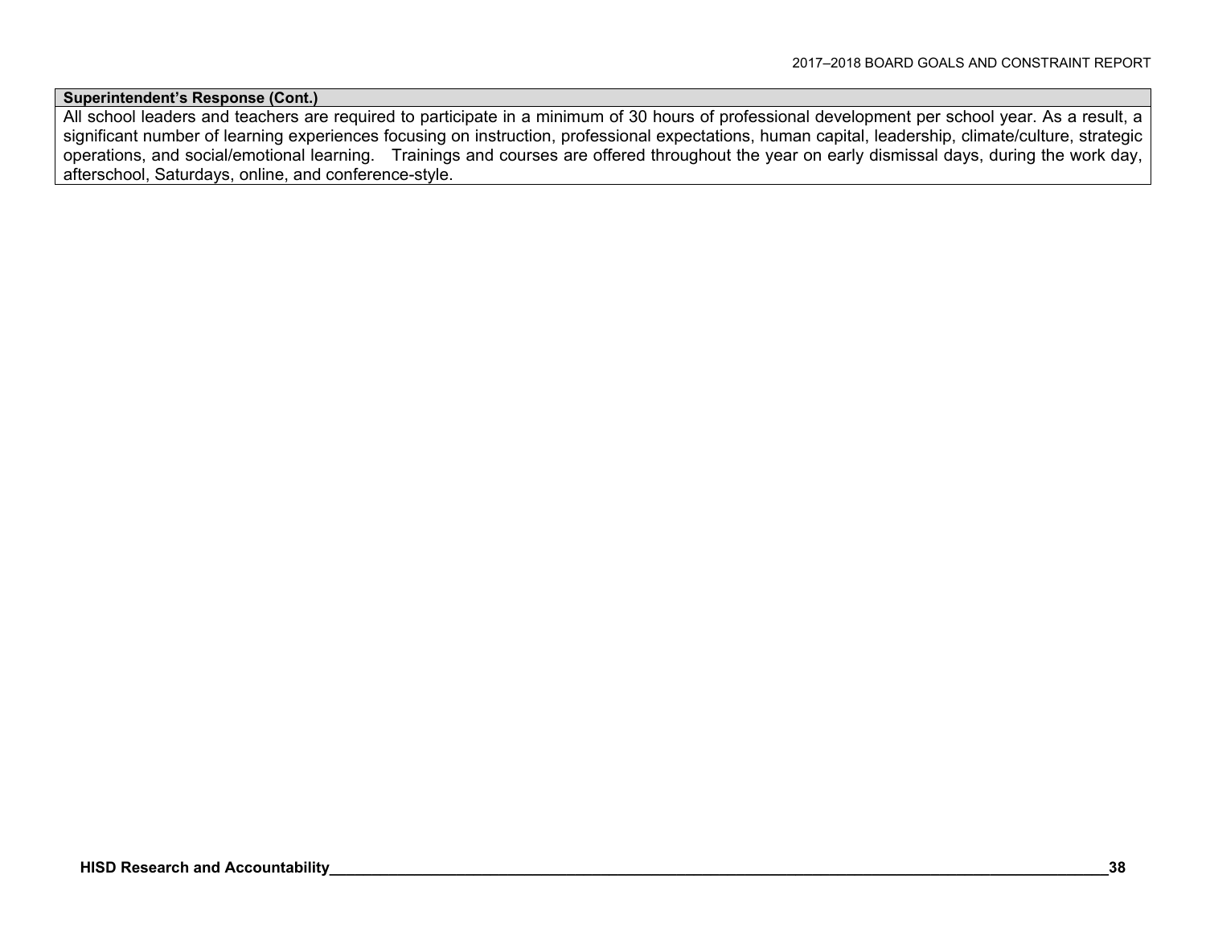| Superintendent's Response (Cont.) |
|---|
| All school leaders and teachers are required to participate in a minimum of 30 hours of professional development per school year. As a result, a significant number of learning experiences focusing on instruction, professional expectations, human capital, leadership, climate/culture, strategic operations, and social/emotional learning. Trainings and courses are offered throughout the year on early dismissal days, during the work day, afterschool, Saturdays, online, and conference-style. |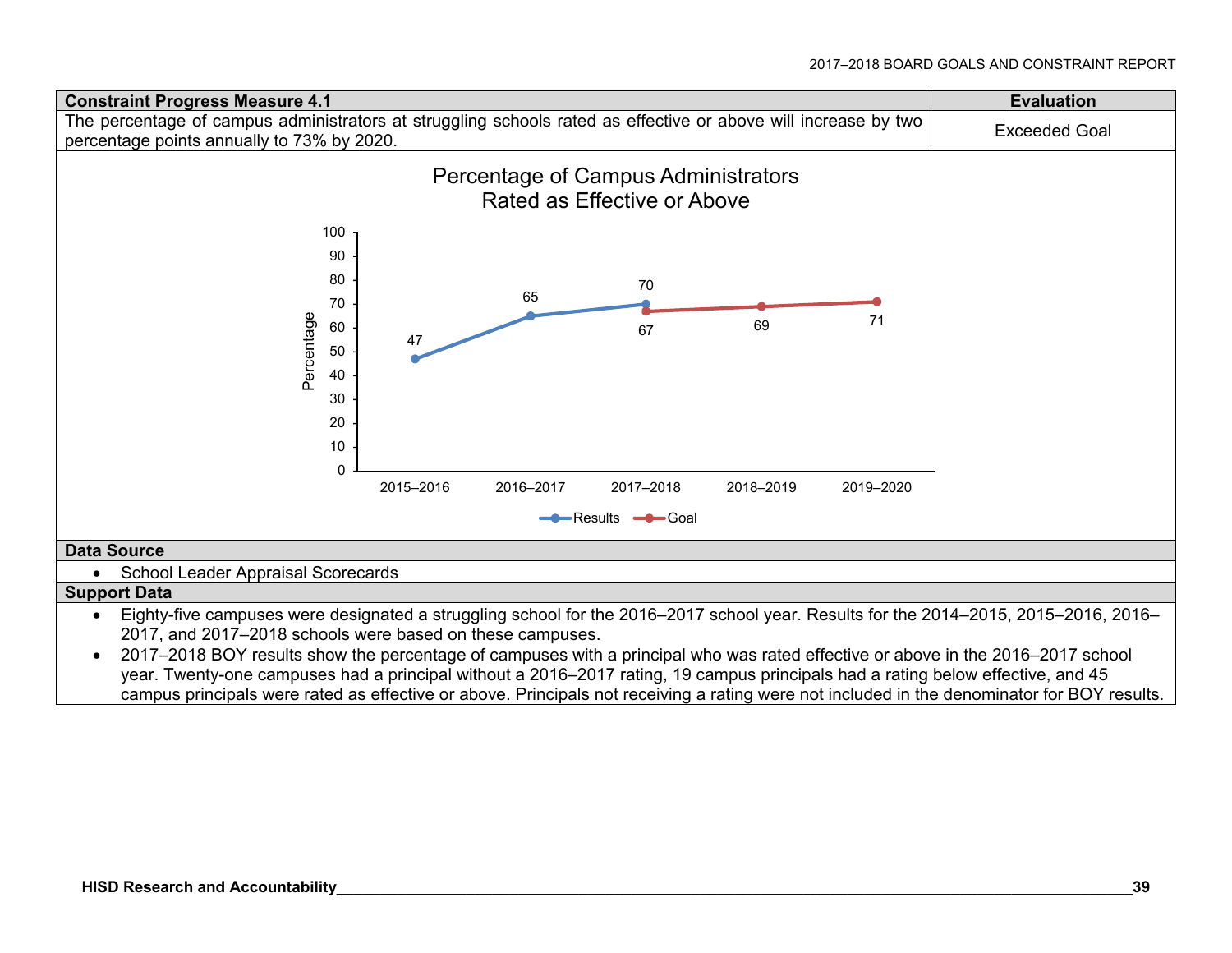| Constraint Progress Measure 4.1 | Evaluation |
|---|---|
| The percentage of campus administrators at struggling schools rated as effective or above will increase by two percentage points annually to 73% by 2020. | Exceeded Goal |

**Percentage of Campus Administrators Rated as Effective or Above**

| Year | Results | Goal |
|---|---|---|
| 2015–2016 | 47 | |
| 2016–2017 | 65 | |
| 2017–2018 | 70 | 67 |
| 2018–2019 | | 69 |
| 2019–2020 | | 71 |

**Data Source**

- School Leader Appraisal Scorecards

**Support Data**

- Eighty-five campuses were designated a struggling school for the 2016–2017 school year. Results for the 2014–2015, 2015–2016, 2016–2017, and 2017–2018 schools were based on these campuses.
- 2017–2018 BOY results show the percentage of campuses with a principal who was rated effective or above in the 2016–2017 school year. Twenty-one campuses had a principal without a 2016–2017 rating, 19 campus principals had a rating below effective, and 45 campus principals were rated as effective or above. Principals not receiving a rating were not included in the denominator for BOY results.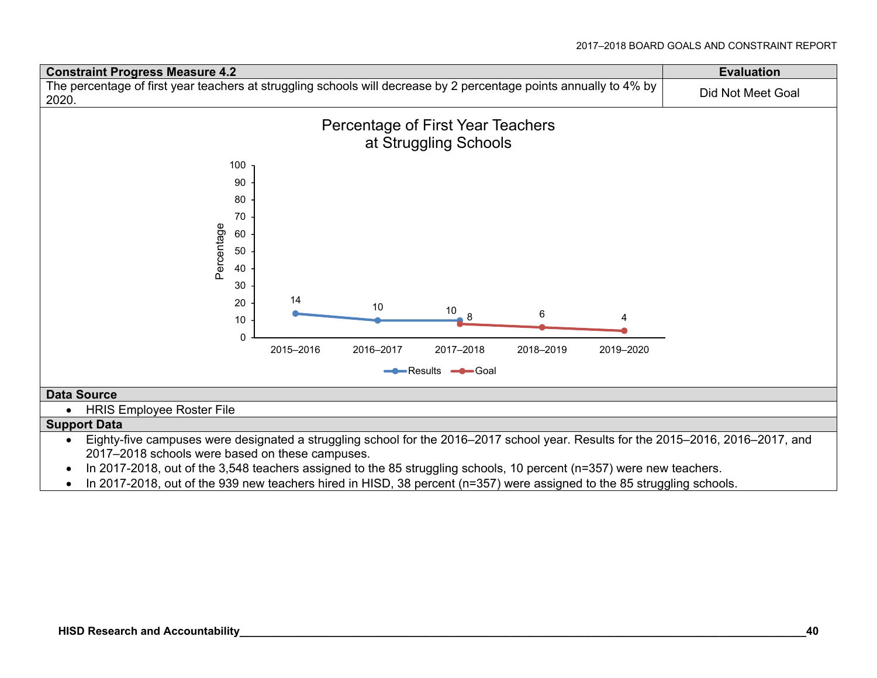| Constraint Progress Measure 4.2 | Evaluation |
| --- | --- |
| The percentage of first year teachers at struggling schools will decrease by 2 percentage points annually to 4% by 2020. | Did Not Meet Goal |

**Percentage of First Year Teachers at Struggling Schools**

| | 2015–2016 | 2016–2017 | 2017–2018 | 2018–2019 | 2019–2020 |
| --- | --- | --- | --- | --- | --- |
| Results | 14 | 10 | 10 | | |
| Goal | | | 8 | 6 | 4 |

**Data Source**

- HRIS Employee Roster File

**Support Data**

- Eighty-five campuses were designated a struggling school for the 2016–2017 school year. Results for the 2015–2016, 2016–2017, and 2017–2018 schools were based on these campuses.
- In 2017-2018, out of the 3,548 teachers assigned to the 85 struggling schools, 10 percent (n=357) were new teachers.
- In 2017-2018, out of the 939 new teachers hired in HISD, 38 percent (n=357) were assigned to the 85 struggling schools.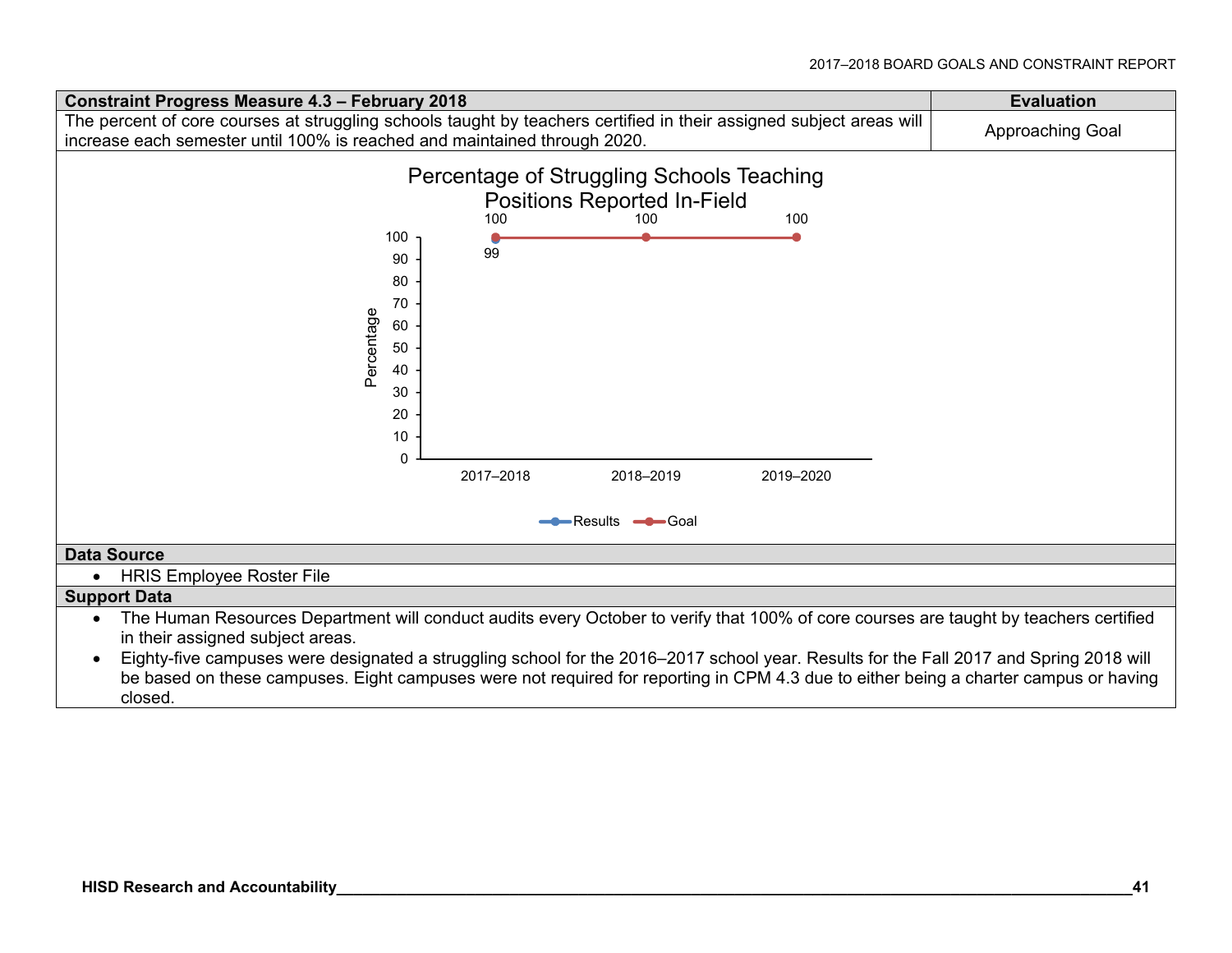| Constraint Progress Measure 4.3 – February 2018 | Evaluation |
|---|---|
| The percent of core courses at struggling schools taught by teachers certified in their assigned subject areas will increase each semester until 100% is reached and maintained through 2020. | Approaching Goal |

**Percentage of Struggling Schools Teaching Positions Reported In-Field**

| | 2017–2018 | 2018–2019 | 2019–2020 |
|---|---|---|---|
| Results | 99 | | |
| Goal | 100 | 100 | 100 |

**Data Source**

- HRIS Employee Roster File

**Support Data**

- The Human Resources Department will conduct audits every October to verify that 100% of core courses are taught by teachers certified in their assigned subject areas.
- Eighty-five campuses were designated a struggling school for the 2016–2017 school year. Results for the Fall 2017 and Spring 2018 will be based on these campuses. Eight campuses were not required for reporting in CPM 4.3 due to either being a charter campus or having closed.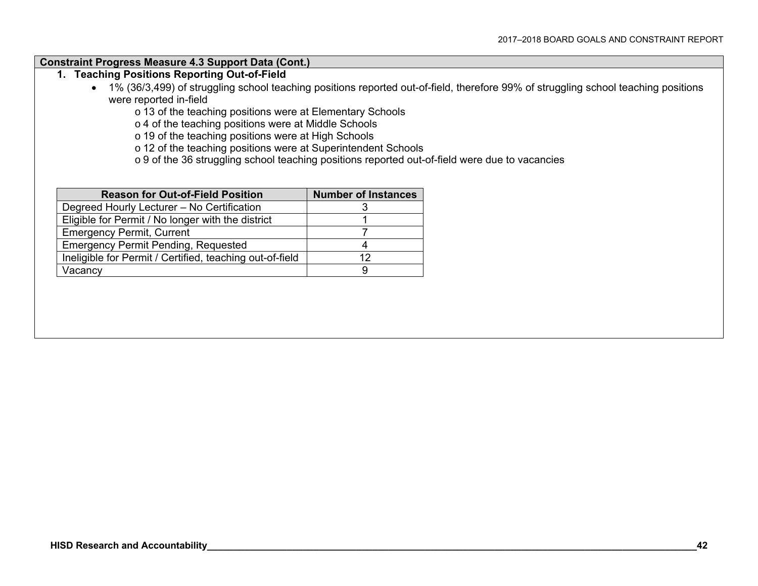**Constraint Progress Measure 4.3 Support Data (Cont.)**

1. **Teaching Positions Reporting Out-of-Field**
   - 1% (36/3,499) of struggling school teaching positions reported out-of-field, therefore 99% of struggling school teaching positions were reported in-field
     - 13 of the teaching positions were at Elementary Schools
     - 4 of the teaching positions were at Middle Schools
     - 19 of the teaching positions were at High Schools
     - 12 of the teaching positions were at Superintendent Schools
     - 9 of the 36 struggling school teaching positions reported out-of-field were due to vacancies

| Reason for Out-of-Field Position | Number of Instances |
| --- | --- |
| Degreed Hourly Lecturer – No Certification | 3 |
| Eligible for Permit / No longer with the district | 1 |
| Emergency Permit, Current | 7 |
| Emergency Permit Pending, Requested | 4 |
| Ineligible for Permit / Certified, teaching out-of-field | 12 |
| Vacancy | 9 |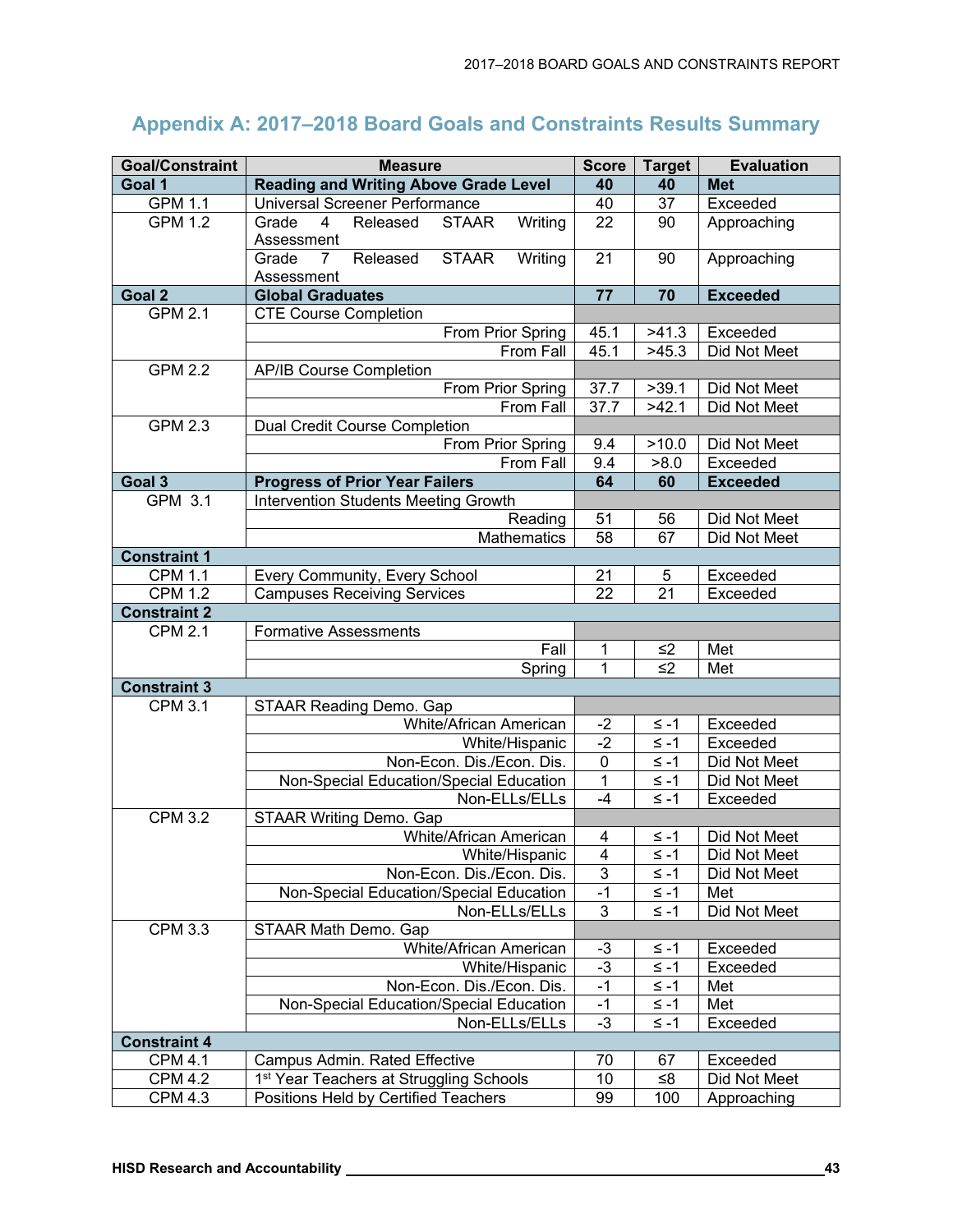## Appendix A: 2017–2018 Board Goals and Constraints Results Summary

| Goal/Constraint | Measure | Score | Target | Evaluation |
|---|---|---|---|---|
| **Goal 1** | **Reading and Writing Above Grade Level** | **40** | **40** | **Met** |
| GPM 1.1 | Universal Screener Performance | 40 | 37 | Exceeded |
| GPM 1.2 | Grade 4 Released STAAR Writing Assessment | 22 | 90 | Approaching |
| | Grade 7 Released STAAR Writing Assessment | 21 | 90 | Approaching |
| **Goal 2** | **Global Graduates** | **77** | **70** | **Exceeded** |
| GPM 2.1 | CTE Course Completion | | | |
| | From Prior Spring | 45.1 | >41.3 | Exceeded |
| | From Fall | 45.1 | >45.3 | Did Not Meet |
| GPM 2.2 | AP/IB Course Completion | | | |
| | From Prior Spring | 37.7 | >39.1 | Did Not Meet |
| | From Fall | 37.7 | >42.1 | Did Not Meet |
| GPM 2.3 | Dual Credit Course Completion | | | |
| | From Prior Spring | 9.4 | >10.0 | Did Not Meet |
| | From Fall | 9.4 | >8.0 | Exceeded |
| **Goal 3** | **Progress of Prior Year Failers** | **64** | **60** | **Exceeded** |
| GPM 3.1 | Intervention Students Meeting Growth | | | |
| | Reading | 51 | 56 | Did Not Meet |
| | Mathematics | 58 | 67 | Did Not Meet |
| **Constraint 1** | | | | |
| CPM 1.1 | Every Community, Every School | 21 | 5 | Exceeded |
| CPM 1.2 | Campuses Receiving Services | 22 | 21 | Exceeded |
| **Constraint 2** | | | | |
| CPM 2.1 | Formative Assessments | | | |
| | Fall | 1 | ≤2 | Met |
| | Spring | 1 | ≤2 | Met |
| **Constraint 3** | | | | |
| CPM 3.1 | STAAR Reading Demo. Gap | | | |
| | White/African American | -2 | ≤ -1 | Exceeded |
| | White/Hispanic | -2 | ≤ -1 | Exceeded |
| | Non-Econ. Dis./Econ. Dis. | 0 | ≤ -1 | Did Not Meet |
| | Non-Special Education/Special Education | 1 | ≤ -1 | Did Not Meet |
| | Non-ELLs/ELLs | -4 | ≤ -1 | Exceeded |
| CPM 3.2 | STAAR Writing Demo. Gap | | | |
| | White/African American | 4 | ≤ -1 | Did Not Meet |
| | White/Hispanic | 4 | ≤ -1 | Did Not Meet |
| | Non-Econ. Dis./Econ. Dis. | 3 | ≤ -1 | Did Not Meet |
| | Non-Special Education/Special Education | -1 | ≤ -1 | Met |
| | Non-ELLs/ELLs | 3 | ≤ -1 | Did Not Meet |
| CPM 3.3 | STAAR Math Demo. Gap | | | |
| | White/African American | -3 | ≤ -1 | Exceeded |
| | White/Hispanic | -3 | ≤ -1 | Exceeded |
| | Non-Econ. Dis./Econ. Dis. | -1 | ≤ -1 | Met |
| | Non-Special Education/Special Education | -1 | ≤ -1 | Met |
| | Non-ELLs/ELLs | -3 | ≤ -1 | Exceeded |
| **Constraint 4** | | | | |
| CPM 4.1 | Campus Admin. Rated Effective | 70 | 67 | Exceeded |
| CPM 4.2 | 1st Year Teachers at Struggling Schools | 10 | ≤8 | Did Not Meet |
| CPM 4.3 | Positions Held by Certified Teachers | 99 | 100 | Approaching |